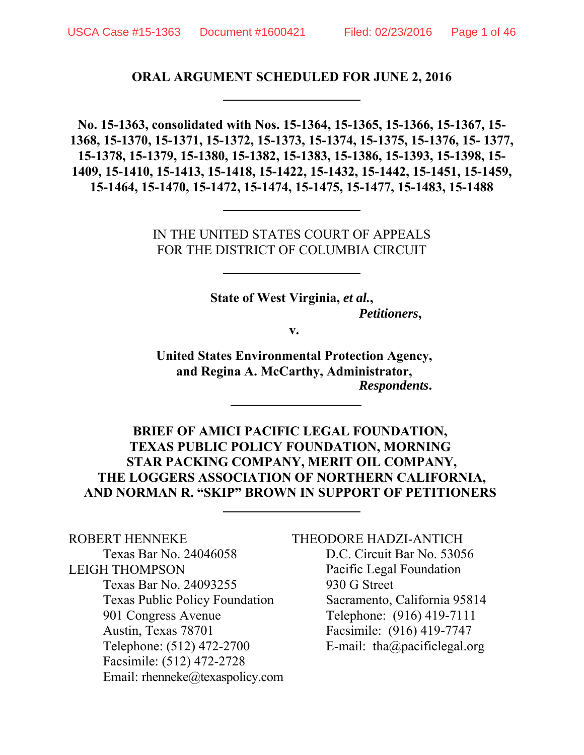**ORAL ARGUMENT SCHEDULED FOR JUNE 2, 2016**

---

**No. 15-1363, consolidated with Nos. 15-1364, 15-1365, 15-1366, 15-1367, 15-1368, 15-1370, 15-1371, 15-1372, 15-1373, 15-1374, 15-1375, 15-1376, 15- 1377, 15-1378, 15-1379, 15-1380, 15-1382, 15-1383, 15-1386, 15-1393, 15-1398, 15-1409, 15-1410, 15-1413, 15-1418, 15-1422, 15-1432, 15-1442, 15-1451, 15-1459, 15-1464, 15-1470, 15-1472, 15-1474, 15-1475, 15-1477, 15-1483, 15-1488**

---

IN THE UNITED STATES COURT OF APPEALS
FOR THE DISTRICT OF COLUMBIA CIRCUIT

---

**State of West Virginia, *et al.*,**
***Petitioners*,**

**v.**

**United States Environmental Protection Agency,**
**and Regina A. McCarthy, Administrator,**
***Respondents*.**

---

**BRIEF OF AMICI PACIFIC LEGAL FOUNDATION, TEXAS PUBLIC POLICY FOUNDATION, MORNING STAR PACKING COMPANY, MERIT OIL COMPANY, THE LOGGERS ASSOCIATION OF NORTHERN CALIFORNIA, AND NORMAN R. "SKIP" BROWN IN SUPPORT OF PETITIONERS**

---

ROBERT HENNEKE
Texas Bar No. 24046058
LEIGH THOMPSON
Texas Bar No. 24093255
Texas Public Policy Foundation
901 Congress Avenue
Austin, Texas 78701
Telephone: (512) 472-2700
Facsimile: (512) 472-2728
Email: rhenneke@texaspolicy.com

THEODORE HADZI-ANTICH
D.C. Circuit Bar No. 53056
Pacific Legal Foundation
930 G Street
Sacramento, California 95814
Telephone: (916) 419-7111
Facsimile: (916) 419-7747
E-mail: tha@pacificlegal.org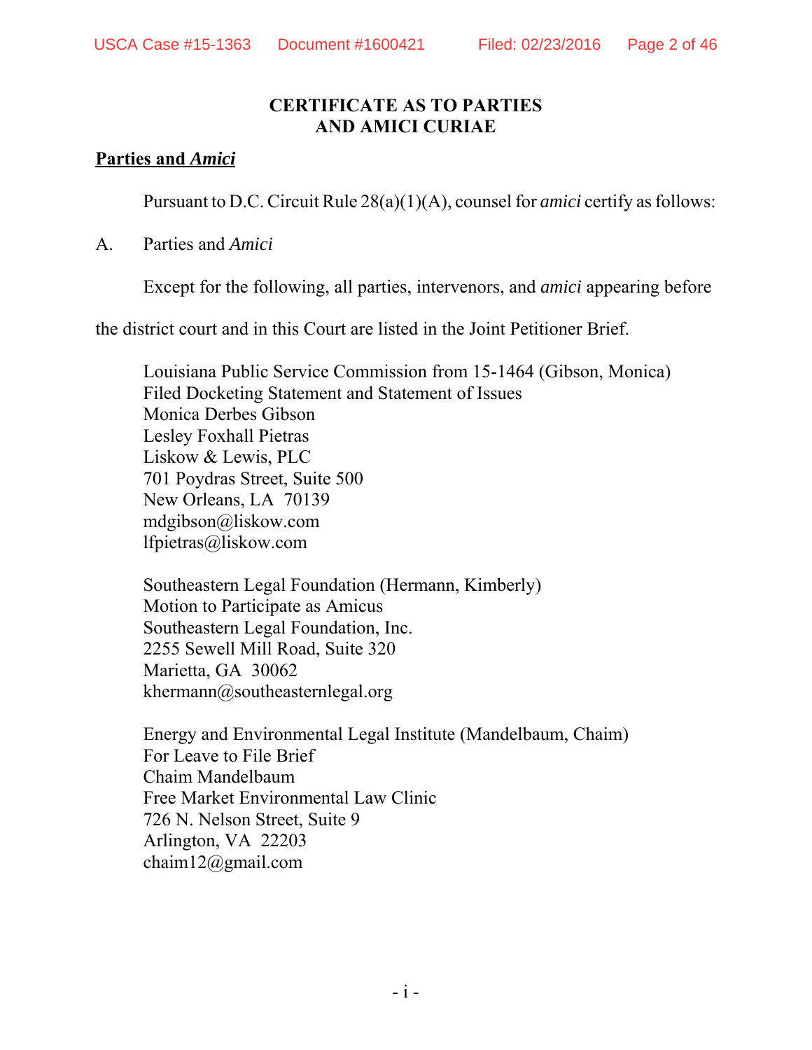# CERTIFICATE AS TO PARTIES AND AMICI CURIAE

**Parties and *Amici***

Pursuant to D.C. Circuit Rule 28(a)(1)(A), counsel for *amici* certify as follows:

A. Parties and *Amici*

Except for the following, all parties, intervenors, and *amici* appearing before the district court and in this Court are listed in the Joint Petitioner Brief.

Louisiana Public Service Commission from 15-1464 (Gibson, Monica)
Filed Docketing Statement and Statement of Issues
Monica Derbes Gibson
Lesley Foxhall Pietras
Liskow & Lewis, PLC
701 Poydras Street, Suite 500
New Orleans, LA 70139
mdgibson@liskow.com
lfpietras@liskow.com

Southeastern Legal Foundation (Hermann, Kimberly)
Motion to Participate as Amicus
Southeastern Legal Foundation, Inc.
2255 Sewell Mill Road, Suite 320
Marietta, GA 30062
khermann@southeasternlegal.org

Energy and Environmental Legal Institute (Mandelbaum, Chaim)
For Leave to File Brief
Chaim Mandelbaum
Free Market Environmental Law Clinic
726 N. Nelson Street, Suite 9
Arlington, VA 22203
chaim12@gmail.com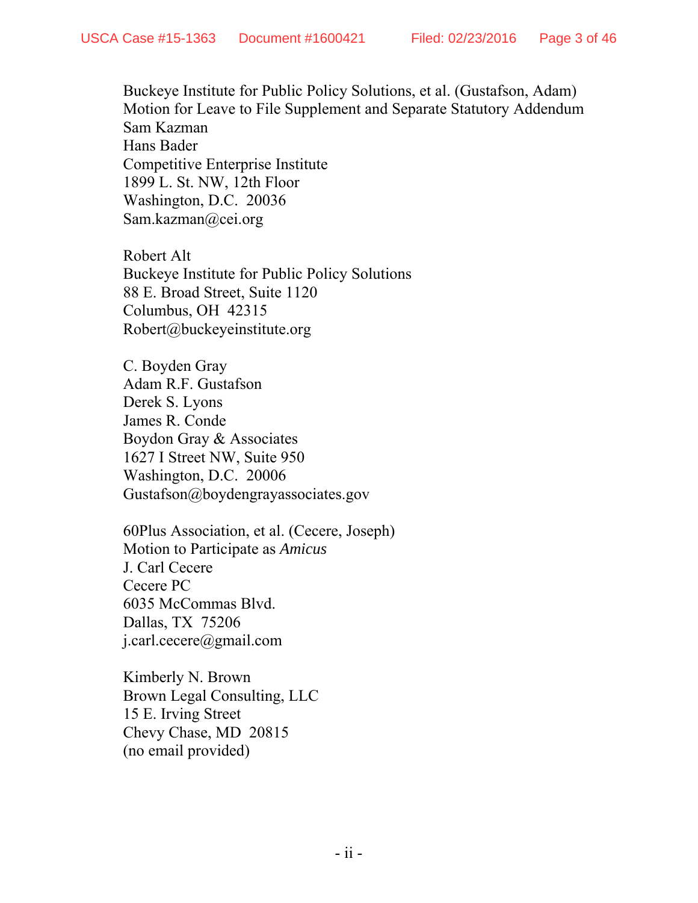Buckeye Institute for Public Policy Solutions, et al. (Gustafson, Adam)
Motion for Leave to File Supplement and Separate Statutory Addendum
Sam Kazman
Hans Bader
Competitive Enterprise Institute
1899 L. St. NW, 12th Floor
Washington, D.C.  20036
Sam.kazman@cei.org

Robert Alt
Buckeye Institute for Public Policy Solutions
88 E. Broad Street, Suite 1120
Columbus, OH  42315
Robert@buckeyeinstitute.org

C. Boyden Gray
Adam R.F. Gustafson
Derek S. Lyons
James R. Conde
Boydon Gray & Associates
1627 I Street NW, Suite 950
Washington, D.C.  20006
Gustafson@boydengrayassociates.gov

60Plus Association, et al. (Cecere, Joseph)
Motion to Participate as *Amicus*
J. Carl Cecere
Cecere PC
6035 McCommas Blvd.
Dallas, TX  75206
j.carl.cecere@gmail.com

Kimberly N. Brown
Brown Legal Consulting, LLC
15 E. Irving Street
Chevy Chase, MD  20815
(no email provided)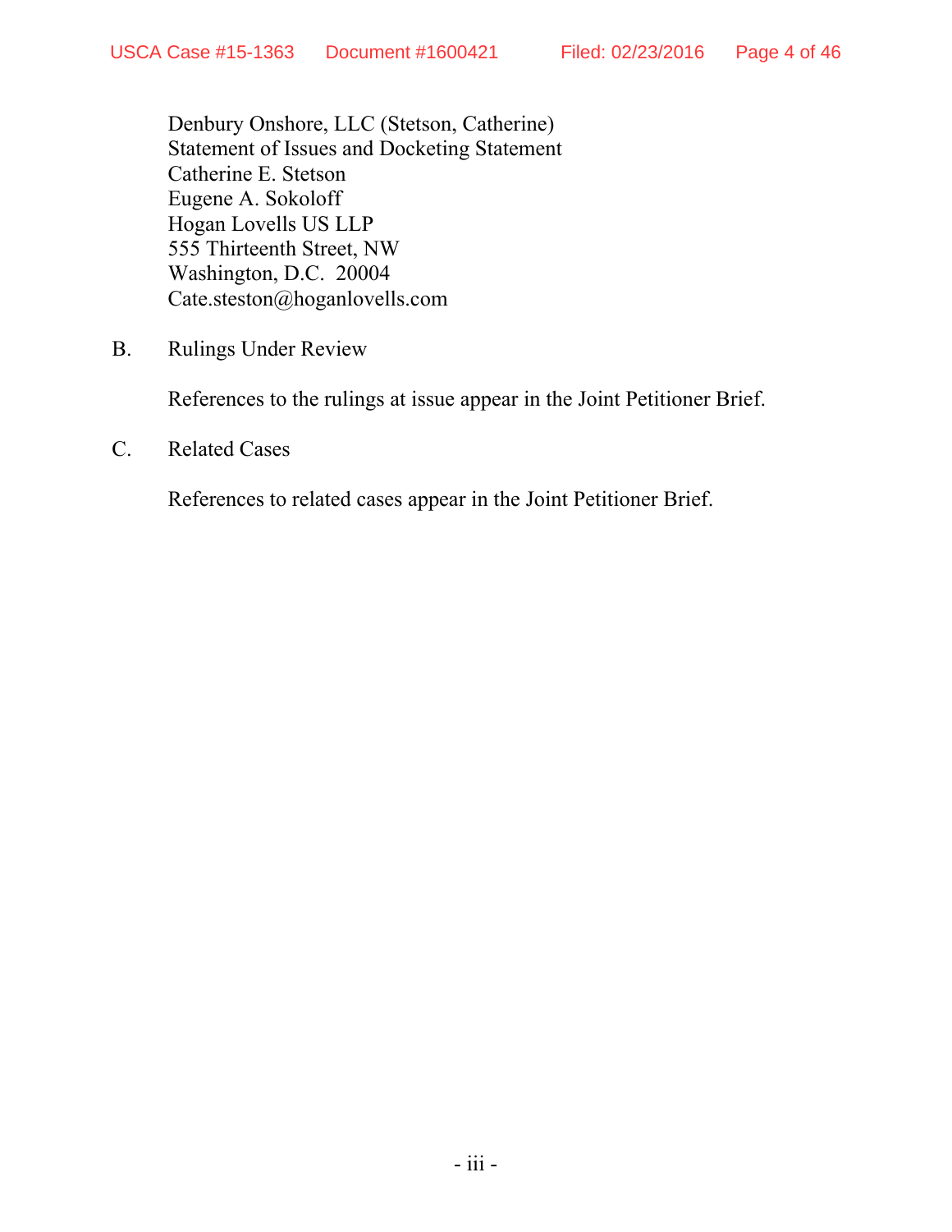Denbury Onshore, LLC (Stetson, Catherine)
Statement of Issues and Docketing Statement
Catherine E. Stetson
Eugene A. Sokoloff
Hogan Lovells US LLP
555 Thirteenth Street, NW
Washington, D.C. 20004
Cate.steston@hoganlovells.com

B. Rulings Under Review

References to the rulings at issue appear in the Joint Petitioner Brief.

C. Related Cases

References to related cases appear in the Joint Petitioner Brief.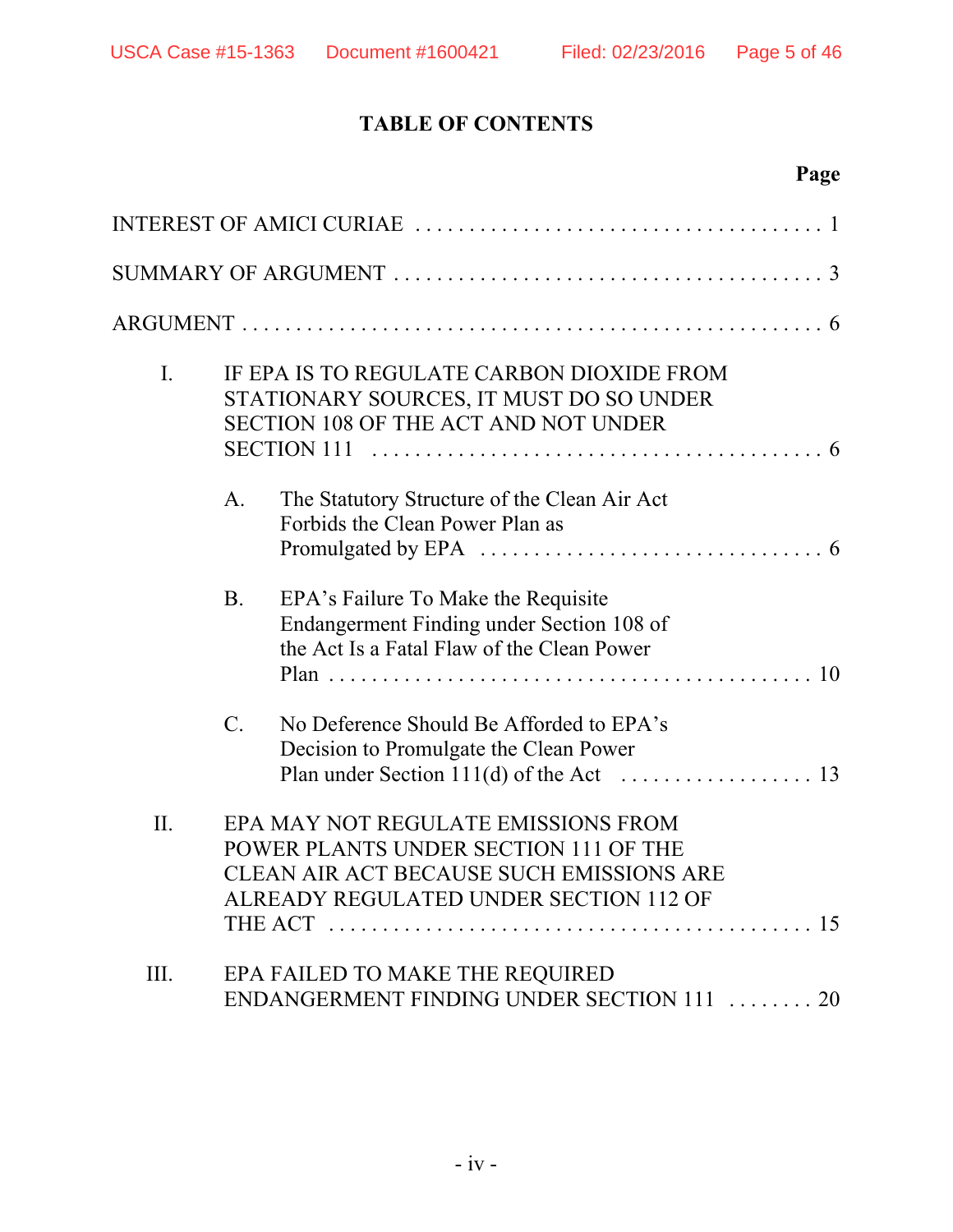## TABLE OF CONTENTS

| | Page |
|---|---|
| INTEREST OF AMICI CURIAE | 1 |
| SUMMARY OF ARGUMENT | 3 |
| ARGUMENT | 6 |
| I. IF EPA IS TO REGULATE CARBON DIOXIDE FROM STATIONARY SOURCES, IT MUST DO SO UNDER SECTION 108 OF THE ACT AND NOT UNDER SECTION 111 | 6 |
| A. The Statutory Structure of the Clean Air Act Forbids the Clean Power Plan as Promulgated by EPA | 6 |
| B. EPA's Failure To Make the Requisite Endangerment Finding under Section 108 of the Act Is a Fatal Flaw of the Clean Power Plan | 10 |
| C. No Deference Should Be Afforded to EPA's Decision to Promulgate the Clean Power Plan under Section 111(d) of the Act | 13 |
| II. EPA MAY NOT REGULATE EMISSIONS FROM POWER PLANTS UNDER SECTION 111 OF THE CLEAN AIR ACT BECAUSE SUCH EMISSIONS ARE ALREADY REGULATED UNDER SECTION 112 OF THE ACT | 15 |
| III. EPA FAILED TO MAKE THE REQUIRED ENDANGERMENT FINDING UNDER SECTION 111 | 20 |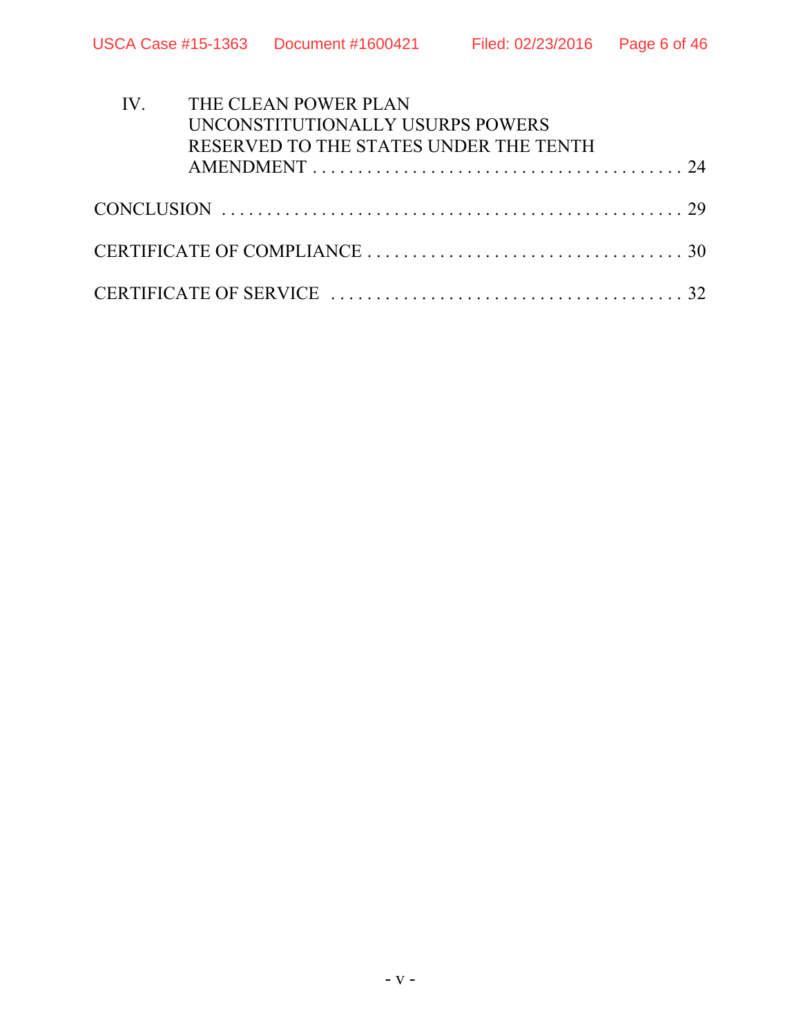IV. THE CLEAN POWER PLAN UNCONSTITUTIONALLY USURPS POWERS RESERVED TO THE STATES UNDER THE TENTH AMENDMENT . . . . . . . . . . . . . . . . . . . . . . . . . . . . . . . . . . . . . . . . . 24

CONCLUSION . . . . . . . . . . . . . . . . . . . . . . . . . . . . . . . . . . . . . . . . . . . . . . . . . . . 29

CERTIFICATE OF COMPLIANCE . . . . . . . . . . . . . . . . . . . . . . . . . . . . . . . . . . . 30

CERTIFICATE OF SERVICE . . . . . . . . . . . . . . . . . . . . . . . . . . . . . . . . . . . . . . . 32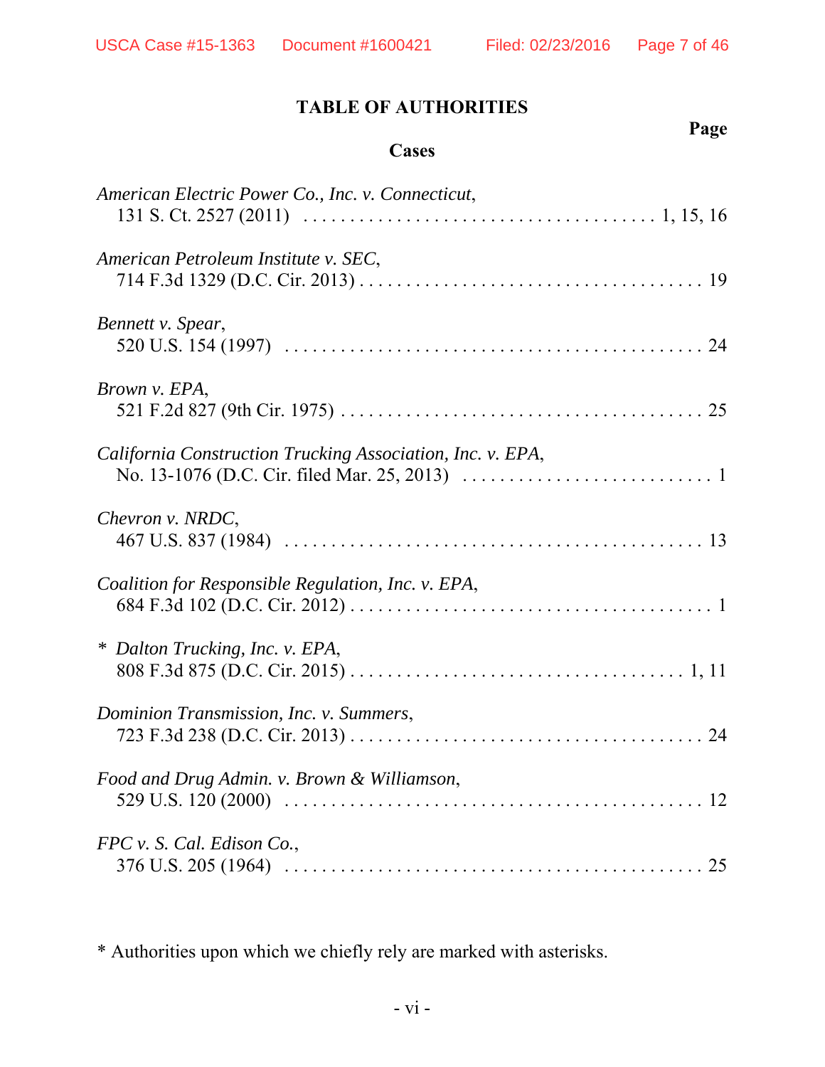# TABLE OF AUTHORITIES

**Page**

## Cases

*American Electric Power Co., Inc. v. Connecticut*,
131 S. Ct. 2527 (2011) . . . . . . . . . . . . . . . . . . . . . . . . . . . . . . . . . . . . . 1, 15, 16

*American Petroleum Institute v. SEC*,
714 F.3d 1329 (D.C. Cir. 2013) . . . . . . . . . . . . . . . . . . . . . . . . . . . . . . . . . . . . 19

*Bennett v. Spear*,
520 U.S. 154 (1997) . . . . . . . . . . . . . . . . . . . . . . . . . . . . . . . . . . . . . . . . . . 24

*Brown v. EPA*,
521 F.2d 827 (9th Cir. 1975) . . . . . . . . . . . . . . . . . . . . . . . . . . . . . . . . . . . . . . 25

*California Construction Trucking Association, Inc. v. EPA*,
No. 13-1076 (D.C. Cir. filed Mar. 25, 2013) . . . . . . . . . . . . . . . . . . . . . . . . . . . 1

*Chevron v. NRDC*,
467 U.S. 837 (1984) . . . . . . . . . . . . . . . . . . . . . . . . . . . . . . . . . . . . . . . . . . 13

*Coalition for Responsible Regulation, Inc. v. EPA*,
684 F.3d 102 (D.C. Cir. 2012) . . . . . . . . . . . . . . . . . . . . . . . . . . . . . . . . . . . . . . 1

\* *Dalton Trucking, Inc. v. EPA*,
808 F.3d 875 (D.C. Cir. 2015) . . . . . . . . . . . . . . . . . . . . . . . . . . . . . . . . . . . 1, 11

*Dominion Transmission, Inc. v. Summers*,
723 F.3d 238 (D.C. Cir. 2013) . . . . . . . . . . . . . . . . . . . . . . . . . . . . . . . . . . . . . 24

*Food and Drug Admin. v. Brown & Williamson*,
529 U.S. 120 (2000) . . . . . . . . . . . . . . . . . . . . . . . . . . . . . . . . . . . . . . . . . . 12

*FPC v. S. Cal. Edison Co.*,
376 U.S. 205 (1964) . . . . . . . . . . . . . . . . . . . . . . . . . . . . . . . . . . . . . . . . . . 25

\* Authorities upon which we chiefly rely are marked with asterisks.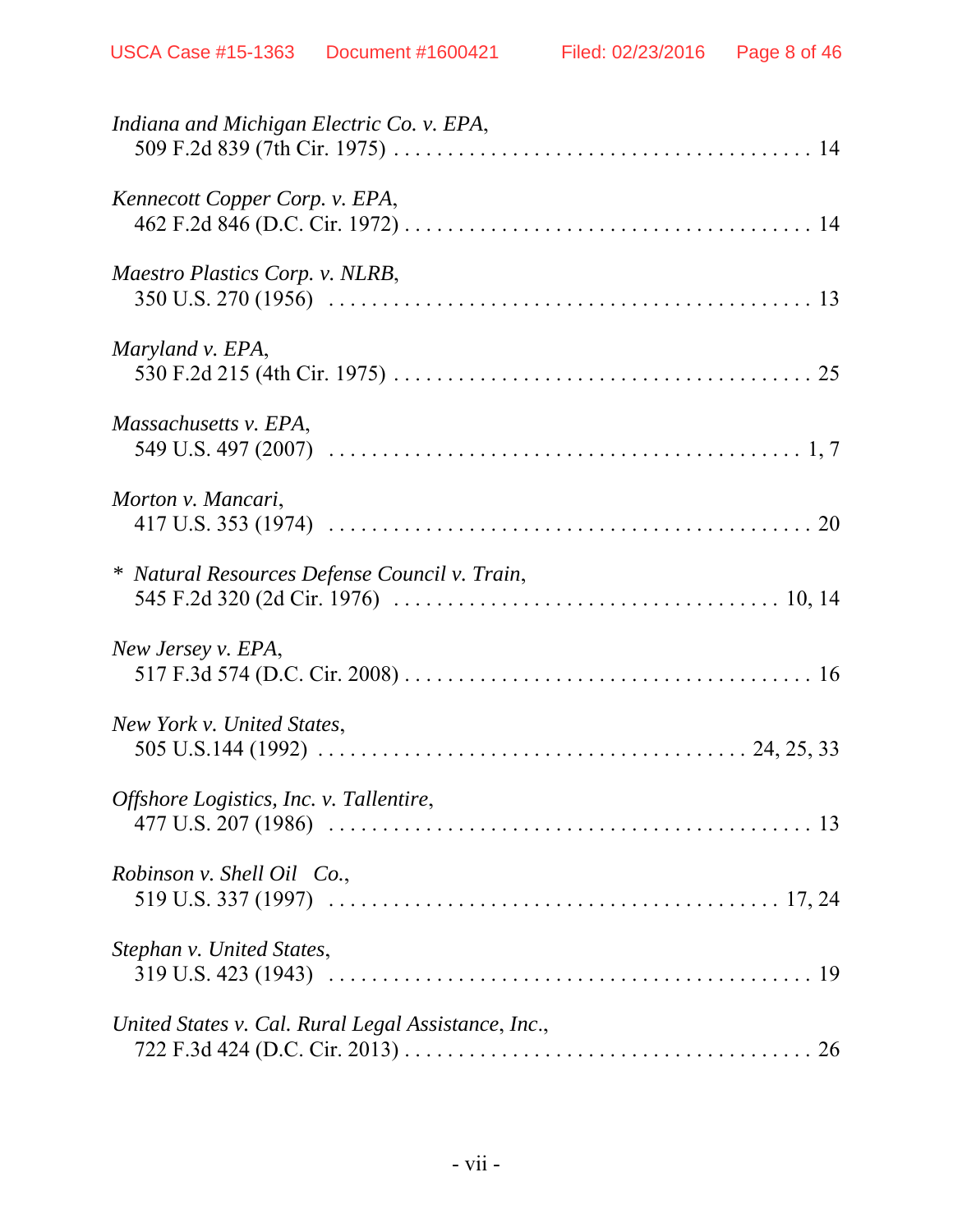*Indiana and Michigan Electric Co. v. EPA*,
509 F.2d 839 (7th Cir. 1975) . . . . . . . . . . . . . . . . . . . . . . . . . . . . . . . . . . . . . . . . 14

*Kennecott Copper Corp. v. EPA*,
462 F.2d 846 (D.C. Cir. 1972) . . . . . . . . . . . . . . . . . . . . . . . . . . . . . . . . . . . . . . . 14

*Maestro Plastics Corp. v. NLRB*,
350 U.S. 270 (1956) . . . . . . . . . . . . . . . . . . . . . . . . . . . . . . . . . . . . . . . . . . . . . 13

*Maryland v. EPA*,
530 F.2d 215 (4th Cir. 1975) . . . . . . . . . . . . . . . . . . . . . . . . . . . . . . . . . . . . . . . . 25

*Massachusetts v. EPA*,
549 U.S. 497 (2007) . . . . . . . . . . . . . . . . . . . . . . . . . . . . . . . . . . . . . . . . . . . 1, 7

*Morton v. Mancari*,
417 U.S. 353 (1974) . . . . . . . . . . . . . . . . . . . . . . . . . . . . . . . . . . . . . . . . . . . . . 20

\* *Natural Resources Defense Council v. Train*,
545 F.2d 320 (2d Cir. 1976) . . . . . . . . . . . . . . . . . . . . . . . . . . . . . . . . . . . . 10, 14

*New Jersey v. EPA*,
517 F.3d 574 (D.C. Cir. 2008) . . . . . . . . . . . . . . . . . . . . . . . . . . . . . . . . . . . . . . . 16

*New York v. United States*,
505 U.S.144 (1992) . . . . . . . . . . . . . . . . . . . . . . . . . . . . . . . . . . . . . . . . . 24, 25, 33

*Offshore Logistics, Inc. v. Tallentire*,
477 U.S. 207 (1986) . . . . . . . . . . . . . . . . . . . . . . . . . . . . . . . . . . . . . . . . . . . . . 13

*Robinson v. Shell Oil Co.*,
519 U.S. 337 (1997) . . . . . . . . . . . . . . . . . . . . . . . . . . . . . . . . . . . . . . . . . . 17, 24

*Stephan v. United States*,
319 U.S. 423 (1943) . . . . . . . . . . . . . . . . . . . . . . . . . . . . . . . . . . . . . . . . . . . . . 19

*United States v. Cal. Rural Legal Assistance, Inc.*,
722 F.3d 424 (D.C. Cir. 2013) . . . . . . . . . . . . . . . . . . . . . . . . . . . . . . . . . . . . . . . 26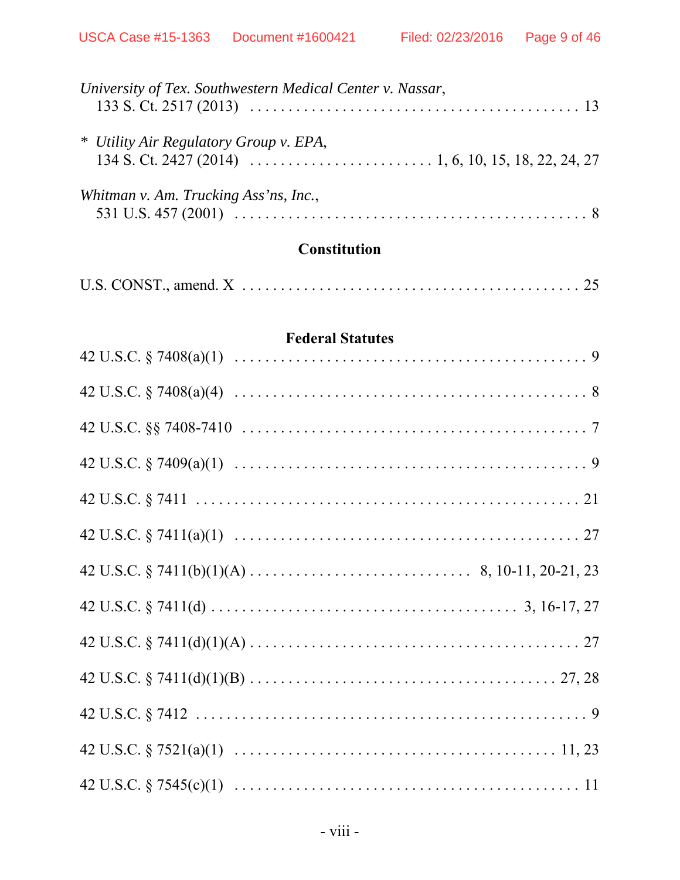*University of Tex. Southwestern Medical Center v. Nassar*,
133 S. Ct. 2517 (2013) . . . . . . . . . . . . . . . . . . . . . . . . . . . . . . . . . . . . . . . . . . 13

\* *Utility Air Regulatory Group v. EPA*,
134 S. Ct. 2427 (2014) . . . . . . . . . . . . . . . . . . . . . . . . . 1, 6, 10, 15, 18, 22, 24, 27

*Whitman v. Am. Trucking Ass'ns, Inc.*,
531 U.S. 457 (2001) . . . . . . . . . . . . . . . . . . . . . . . . . . . . . . . . . . . . . . . . . . . . . 8

### Constitution

U.S. CONST., amend. X . . . . . . . . . . . . . . . . . . . . . . . . . . . . . . . . . . . . . . . . . . . 25

### Federal Statutes

42 U.S.C. § 7408(a)(1) . . . . . . . . . . . . . . . . . . . . . . . . . . . . . . . . . . . . . . . . . . . . 9

42 U.S.C. § 7408(a)(4) . . . . . . . . . . . . . . . . . . . . . . . . . . . . . . . . . . . . . . . . . . . . 8

42 U.S.C. §§ 7408-7410 . . . . . . . . . . . . . . . . . . . . . . . . . . . . . . . . . . . . . . . . . . . 7

42 U.S.C. § 7409(a)(1) . . . . . . . . . . . . . . . . . . . . . . . . . . . . . . . . . . . . . . . . . . . . 9

42 U.S.C. § 7411 . . . . . . . . . . . . . . . . . . . . . . . . . . . . . . . . . . . . . . . . . . . . . . . 21

42 U.S.C. § 7411(a)(1) . . . . . . . . . . . . . . . . . . . . . . . . . . . . . . . . . . . . . . . . . . . 27

42 U.S.C. § 7411(b)(1)(A) . . . . . . . . . . . . . . . . . . . . . . . . . . . . 8, 10-11, 20-21, 23

42 U.S.C. § 7411(d) . . . . . . . . . . . . . . . . . . . . . . . . . . . . . . . . . . . . . 3, 16-17, 27

42 U.S.C. § 7411(d)(1)(A) . . . . . . . . . . . . . . . . . . . . . . . . . . . . . . . . . . . . . . . . 27

42 U.S.C. § 7411(d)(1)(B) . . . . . . . . . . . . . . . . . . . . . . . . . . . . . . . . . . . . . 27, 28

42 U.S.C. § 7412 . . . . . . . . . . . . . . . . . . . . . . . . . . . . . . . . . . . . . . . . . . . . . . . . 9

42 U.S.C. § 7521(a)(1) . . . . . . . . . . . . . . . . . . . . . . . . . . . . . . . . . . . . . . . . 11, 23

42 U.S.C. § 7545(c)(1) . . . . . . . . . . . . . . . . . . . . . . . . . . . . . . . . . . . . . . . . . . . 11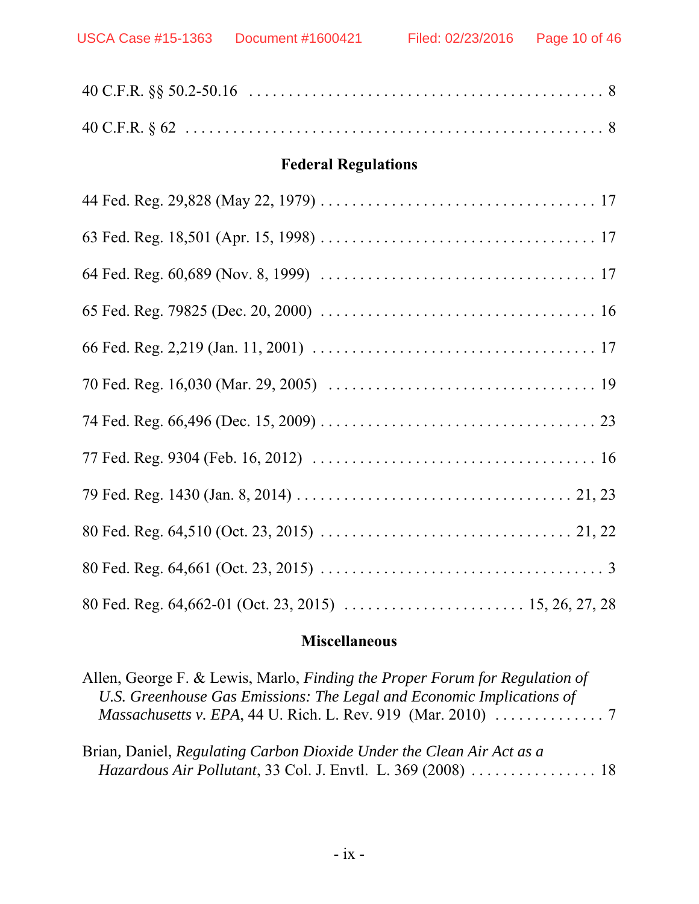40 C.F.R. §§ 50.2-50.16 . . . . . . . . . . . . . . . . . . . . . . . . . . . . . . . . . . . . . . . . . . 8

40 C.F.R. § 62 . . . . . . . . . . . . . . . . . . . . . . . . . . . . . . . . . . . . . . . . . . . . . . . . . 8

## Federal Regulations

44 Fed. Reg. 29,828 (May 22, 1979) . . . . . . . . . . . . . . . . . . . . . . . . . . . . . . . . . . 17

63 Fed. Reg. 18,501 (Apr. 15, 1998) . . . . . . . . . . . . . . . . . . . . . . . . . . . . . . . . . . 17

64 Fed. Reg. 60,689 (Nov. 8, 1999) . . . . . . . . . . . . . . . . . . . . . . . . . . . . . . . . . . 17

65 Fed. Reg. 79825 (Dec. 20, 2000) . . . . . . . . . . . . . . . . . . . . . . . . . . . . . . . . . . 16

66 Fed. Reg. 2,219 (Jan. 11, 2001) . . . . . . . . . . . . . . . . . . . . . . . . . . . . . . . . . . 17

70 Fed. Reg. 16,030 (Mar. 29, 2005) . . . . . . . . . . . . . . . . . . . . . . . . . . . . . . . . . 19

74 Fed. Reg. 66,496 (Dec. 15, 2009) . . . . . . . . . . . . . . . . . . . . . . . . . . . . . . . . . . 23

77 Fed. Reg. 9304 (Feb. 16, 2012) . . . . . . . . . . . . . . . . . . . . . . . . . . . . . . . . . . 16

79 Fed. Reg. 1430 (Jan. 8, 2014) . . . . . . . . . . . . . . . . . . . . . . . . . . . . . . . . 21, 23

80 Fed. Reg. 64,510 (Oct. 23, 2015) . . . . . . . . . . . . . . . . . . . . . . . . . . . . . . . 21, 22

80 Fed. Reg. 64,661 (Oct. 23, 2015) . . . . . . . . . . . . . . . . . . . . . . . . . . . . . . . . . . 3

80 Fed. Reg. 64,662-01 (Oct. 23, 2015) . . . . . . . . . . . . . . . . . . . . . . . 15, 26, 27, 28

## Miscellaneous

Allen, George F. & Lewis, Marlo, *Finding the Proper Forum for Regulation of U.S. Greenhouse Gas Emissions: The Legal and Economic Implications of Massachusetts v. EPA*, 44 U. Rich. L. Rev. 919 (Mar. 2010) . . . . . . . . . . . . . . 7

Brian, Daniel, *Regulating Carbon Dioxide Under the Clean Air Act as a Hazardous Air Pollutant*, 33 Col. J. Envtl. L. 369 (2008) . . . . . . . . . . . . . . . . 18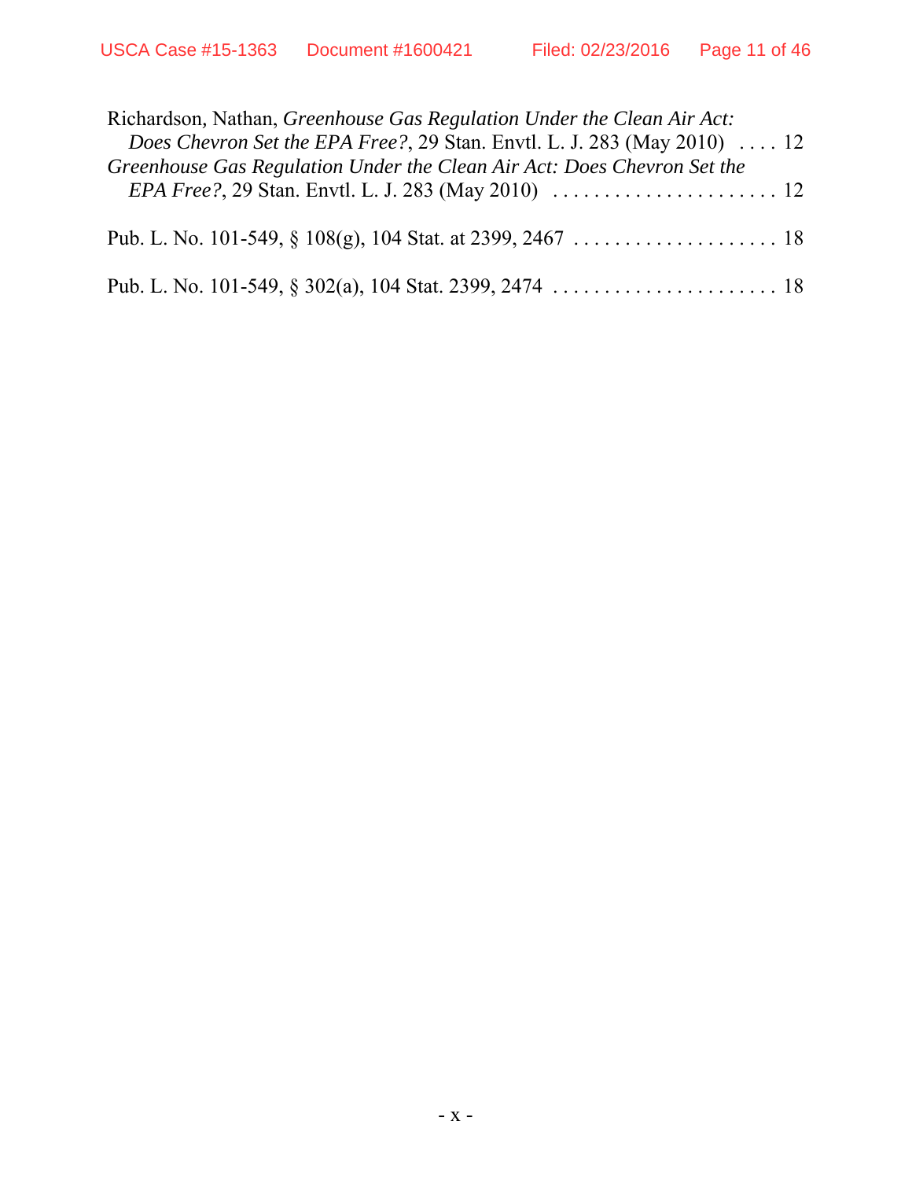Richardson, Nathan, *Greenhouse Gas Regulation Under the Clean Air Act: Does Chevron Set the EPA Free?*, 29 Stan. Envtl. L. J. 283 (May 2010) . . . . 12

*Greenhouse Gas Regulation Under the Clean Air Act: Does Chevron Set the EPA Free?*, 29 Stan. Envtl. L. J. 283 (May 2010) . . . . . . . . . . . . . . . . . . . . . . . 12

Pub. L. No. 101-549, § 108(g), 104 Stat. at 2399, 2467 . . . . . . . . . . . . . . . . . . . . 18

Pub. L. No. 101-549, § 302(a), 104 Stat. 2399, 2474 . . . . . . . . . . . . . . . . . . . . . . 18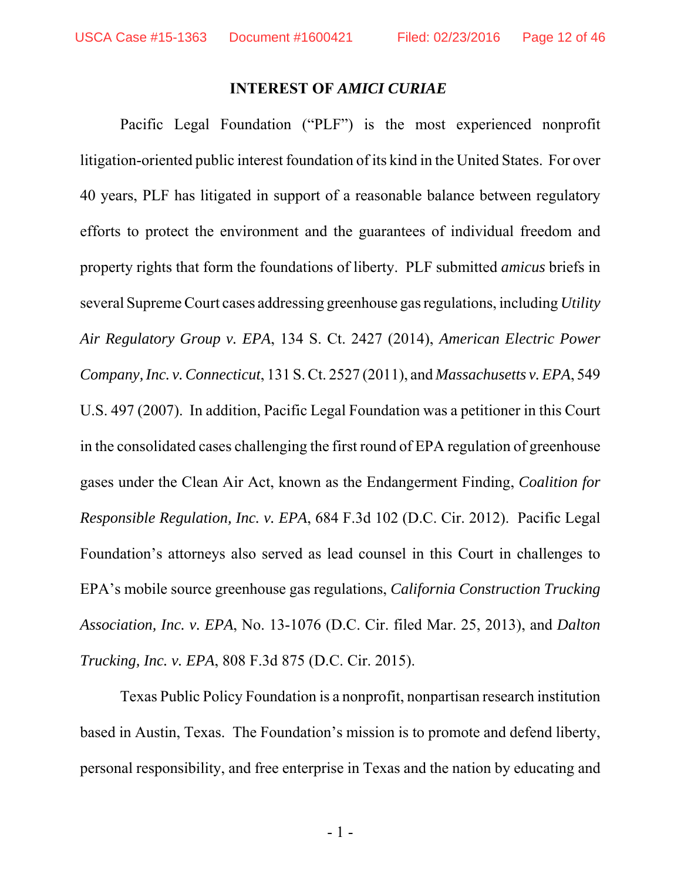## INTEREST OF *AMICI CURIAE*

Pacific Legal Foundation ("PLF") is the most experienced nonprofit litigation-oriented public interest foundation of its kind in the United States. For over 40 years, PLF has litigated in support of a reasonable balance between regulatory efforts to protect the environment and the guarantees of individual freedom and property rights that form the foundations of liberty. PLF submitted *amicus* briefs in several Supreme Court cases addressing greenhouse gas regulations, including *Utility Air Regulatory Group v. EPA*, 134 S. Ct. 2427 (2014), *American Electric Power Company, Inc. v. Connecticut*, 131 S. Ct. 2527 (2011), and *Massachusetts v. EPA*, 549 U.S. 497 (2007). In addition, Pacific Legal Foundation was a petitioner in this Court in the consolidated cases challenging the first round of EPA regulation of greenhouse gases under the Clean Air Act, known as the Endangerment Finding, *Coalition for Responsible Regulation, Inc. v. EPA*, 684 F.3d 102 (D.C. Cir. 2012). Pacific Legal Foundation's attorneys also served as lead counsel in this Court in challenges to EPA's mobile source greenhouse gas regulations, *California Construction Trucking Association, Inc. v. EPA*, No. 13-1076 (D.C. Cir. filed Mar. 25, 2013), and *Dalton Trucking, Inc. v. EPA*, 808 F.3d 875 (D.C. Cir. 2015).

Texas Public Policy Foundation is a nonprofit, nonpartisan research institution based in Austin, Texas. The Foundation's mission is to promote and defend liberty, personal responsibility, and free enterprise in Texas and the nation by educating and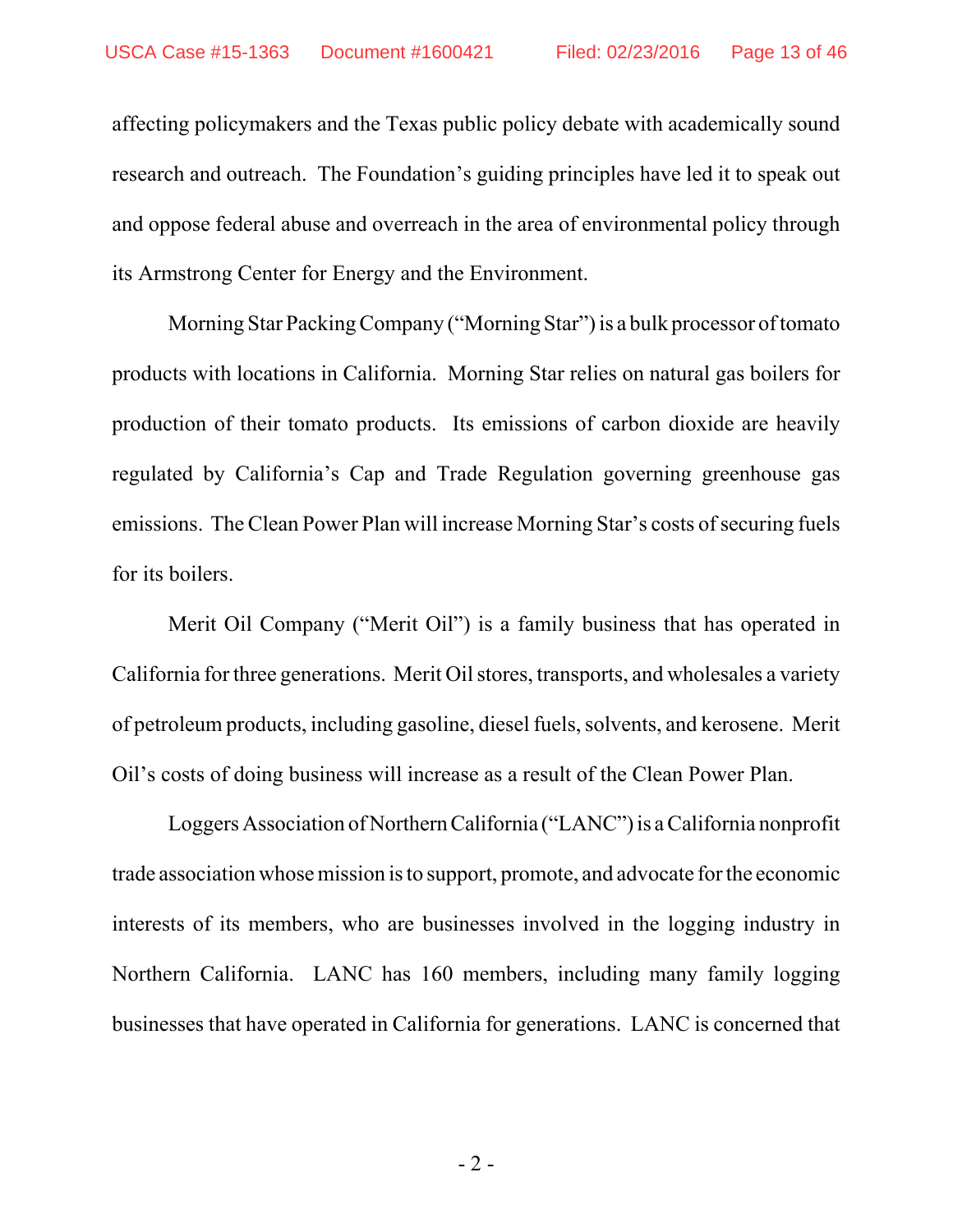affecting policymakers and the Texas public policy debate with academically sound research and outreach. The Foundation's guiding principles have led it to speak out and oppose federal abuse and overreach in the area of environmental policy through its Armstrong Center for Energy and the Environment.

Morning Star Packing Company ("Morning Star") is a bulk processor of tomato products with locations in California. Morning Star relies on natural gas boilers for production of their tomato products. Its emissions of carbon dioxide are heavily regulated by California's Cap and Trade Regulation governing greenhouse gas emissions. The Clean Power Plan will increase Morning Star's costs of securing fuels for its boilers.

Merit Oil Company ("Merit Oil") is a family business that has operated in California for three generations. Merit Oil stores, transports, and wholesales a variety of petroleum products, including gasoline, diesel fuels, solvents, and kerosene. Merit Oil's costs of doing business will increase as a result of the Clean Power Plan.

Loggers Association of Northern California ("LANC") is a California nonprofit trade association whose mission is to support, promote, and advocate for the economic interests of its members, who are businesses involved in the logging industry in Northern California. LANC has 160 members, including many family logging businesses that have operated in California for generations. LANC is concerned that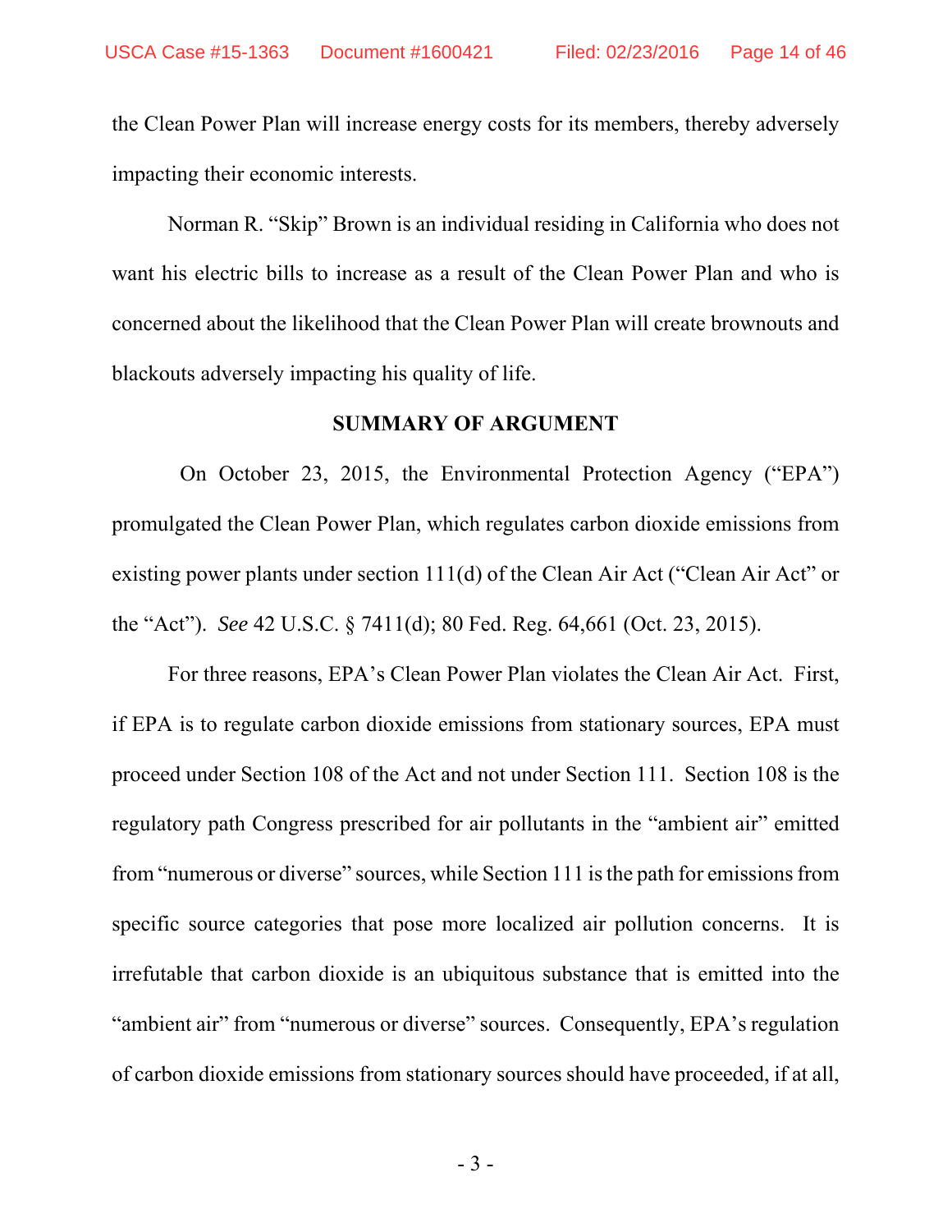the Clean Power Plan will increase energy costs for its members, thereby adversely impacting their economic interests.

Norman R. "Skip" Brown is an individual residing in California who does not want his electric bills to increase as a result of the Clean Power Plan and who is concerned about the likelihood that the Clean Power Plan will create brownouts and blackouts adversely impacting his quality of life.

## SUMMARY OF ARGUMENT

On October 23, 2015, the Environmental Protection Agency ("EPA") promulgated the Clean Power Plan, which regulates carbon dioxide emissions from existing power plants under section 111(d) of the Clean Air Act ("Clean Air Act" or the "Act"). *See* 42 U.S.C. § 7411(d); 80 Fed. Reg. 64,661 (Oct. 23, 2015).

For three reasons, EPA's Clean Power Plan violates the Clean Air Act. First, if EPA is to regulate carbon dioxide emissions from stationary sources, EPA must proceed under Section 108 of the Act and not under Section 111. Section 108 is the regulatory path Congress prescribed for air pollutants in the "ambient air" emitted from "numerous or diverse" sources, while Section 111 is the path for emissions from specific source categories that pose more localized air pollution concerns. It is irrefutable that carbon dioxide is an ubiquitous substance that is emitted into the "ambient air" from "numerous or diverse" sources. Consequently, EPA's regulation of carbon dioxide emissions from stationary sources should have proceeded, if at all,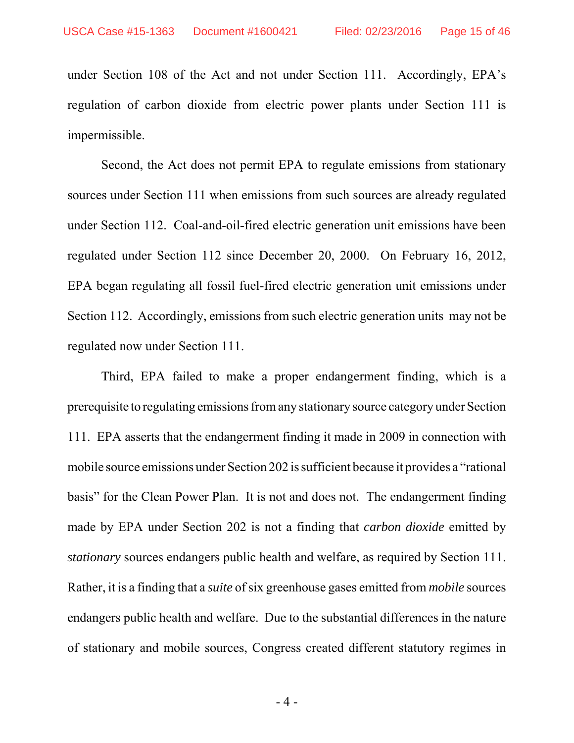under Section 108 of the Act and not under Section 111. Accordingly, EPA's regulation of carbon dioxide from electric power plants under Section 111 is impermissible.

Second, the Act does not permit EPA to regulate emissions from stationary sources under Section 111 when emissions from such sources are already regulated under Section 112. Coal-and-oil-fired electric generation unit emissions have been regulated under Section 112 since December 20, 2000. On February 16, 2012, EPA began regulating all fossil fuel-fired electric generation unit emissions under Section 112. Accordingly, emissions from such electric generation units may not be regulated now under Section 111.

Third, EPA failed to make a proper endangerment finding, which is a prerequisite to regulating emissions from any stationary source category under Section 111. EPA asserts that the endangerment finding it made in 2009 in connection with mobile source emissions under Section 202 is sufficient because it provides a "rational basis" for the Clean Power Plan. It is not and does not. The endangerment finding made by EPA under Section 202 is not a finding that *carbon dioxide* emitted by *stationary* sources endangers public health and welfare, as required by Section 111. Rather, it is a finding that a *suite* of six greenhouse gases emitted from *mobile* sources endangers public health and welfare. Due to the substantial differences in the nature of stationary and mobile sources, Congress created different statutory regimes in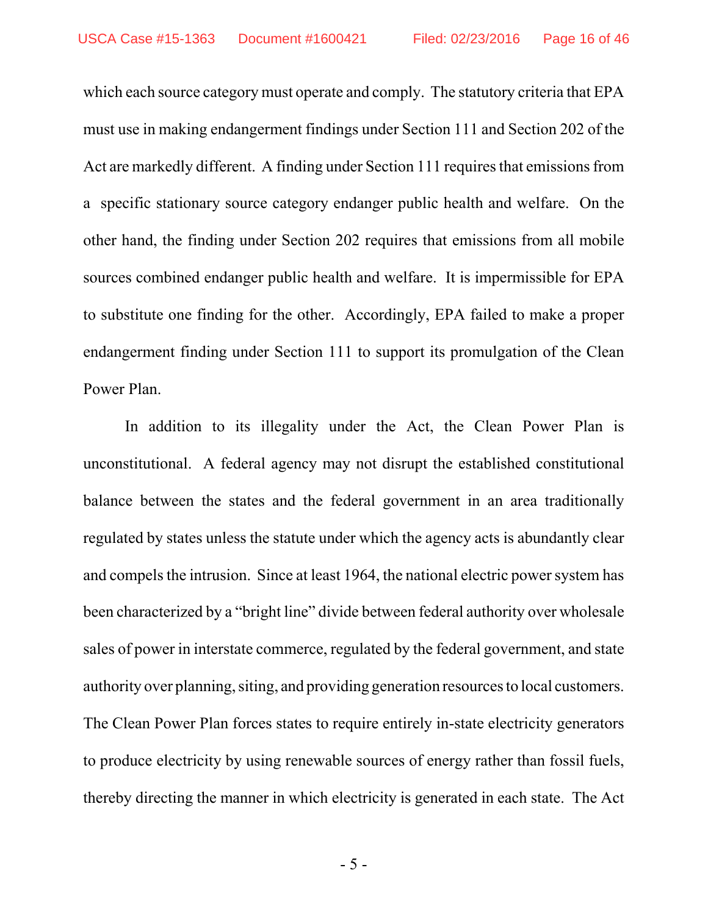which each source category must operate and comply. The statutory criteria that EPA must use in making endangerment findings under Section 111 and Section 202 of the Act are markedly different. A finding under Section 111 requires that emissions from a specific stationary source category endanger public health and welfare. On the other hand, the finding under Section 202 requires that emissions from all mobile sources combined endanger public health and welfare. It is impermissible for EPA to substitute one finding for the other. Accordingly, EPA failed to make a proper endangerment finding under Section 111 to support its promulgation of the Clean Power Plan.

In addition to its illegality under the Act, the Clean Power Plan is unconstitutional. A federal agency may not disrupt the established constitutional balance between the states and the federal government in an area traditionally regulated by states unless the statute under which the agency acts is abundantly clear and compels the intrusion. Since at least 1964, the national electric power system has been characterized by a "bright line" divide between federal authority over wholesale sales of power in interstate commerce, regulated by the federal government, and state authority over planning, siting, and providing generation resources to local customers. The Clean Power Plan forces states to require entirely in-state electricity generators to produce electricity by using renewable sources of energy rather than fossil fuels, thereby directing the manner in which electricity is generated in each state. The Act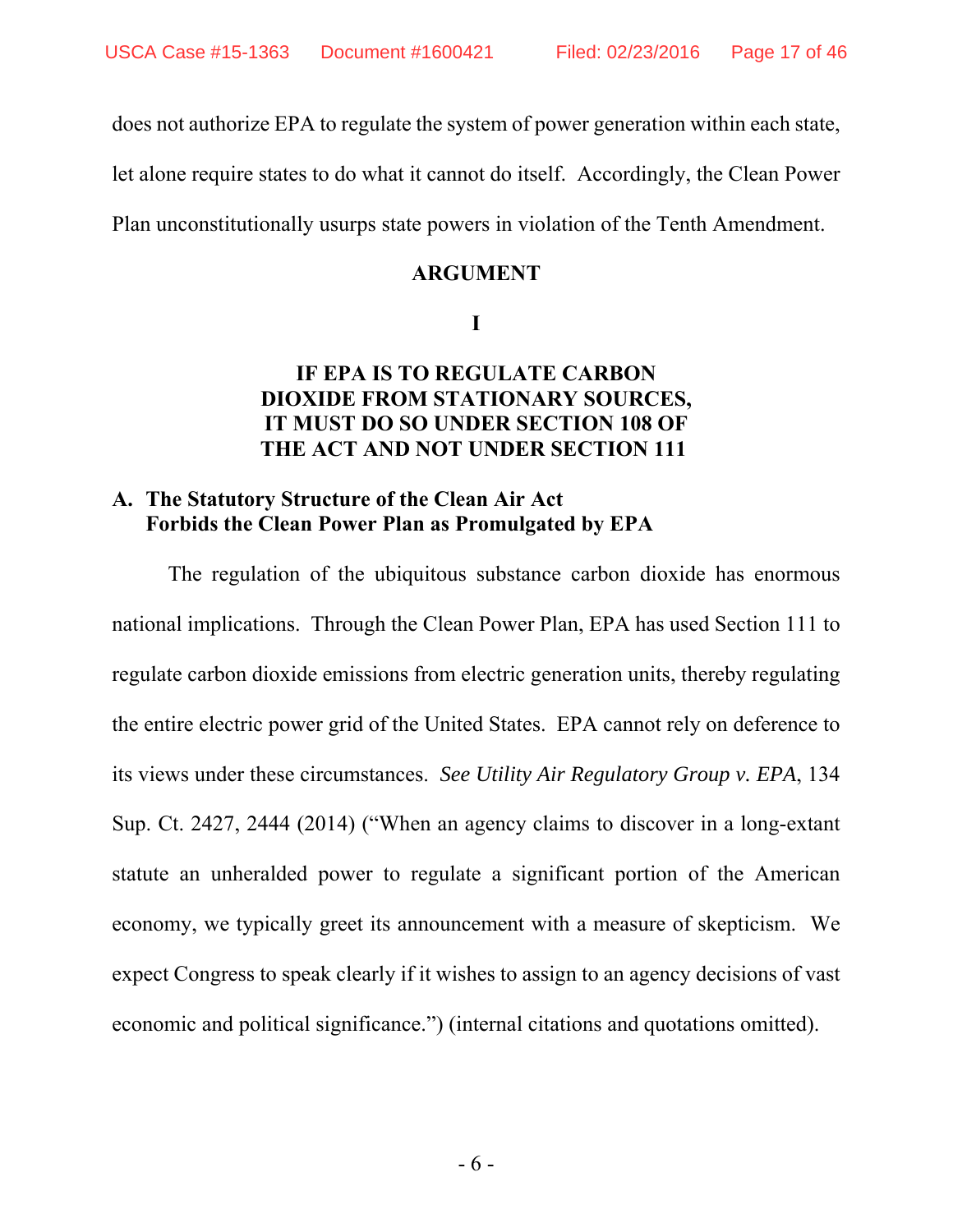does not authorize EPA to regulate the system of power generation within each state, let alone require states to do what it cannot do itself. Accordingly, the Clean Power Plan unconstitutionally usurps state powers in violation of the Tenth Amendment.

## ARGUMENT

### I

### IF EPA IS TO REGULATE CARBON DIOXIDE FROM STATIONARY SOURCES, IT MUST DO SO UNDER SECTION 108 OF THE ACT AND NOT UNDER SECTION 111

#### A. The Statutory Structure of the Clean Air Act Forbids the Clean Power Plan as Promulgated by EPA

The regulation of the ubiquitous substance carbon dioxide has enormous national implications. Through the Clean Power Plan, EPA has used Section 111 to regulate carbon dioxide emissions from electric generation units, thereby regulating the entire electric power grid of the United States. EPA cannot rely on deference to its views under these circumstances. *See Utility Air Regulatory Group v. EPA*, 134 Sup. Ct. 2427, 2444 (2014) ("When an agency claims to discover in a long-extant statute an unheralded power to regulate a significant portion of the American economy, we typically greet its announcement with a measure of skepticism. We expect Congress to speak clearly if it wishes to assign to an agency decisions of vast economic and political significance.") (internal citations and quotations omitted).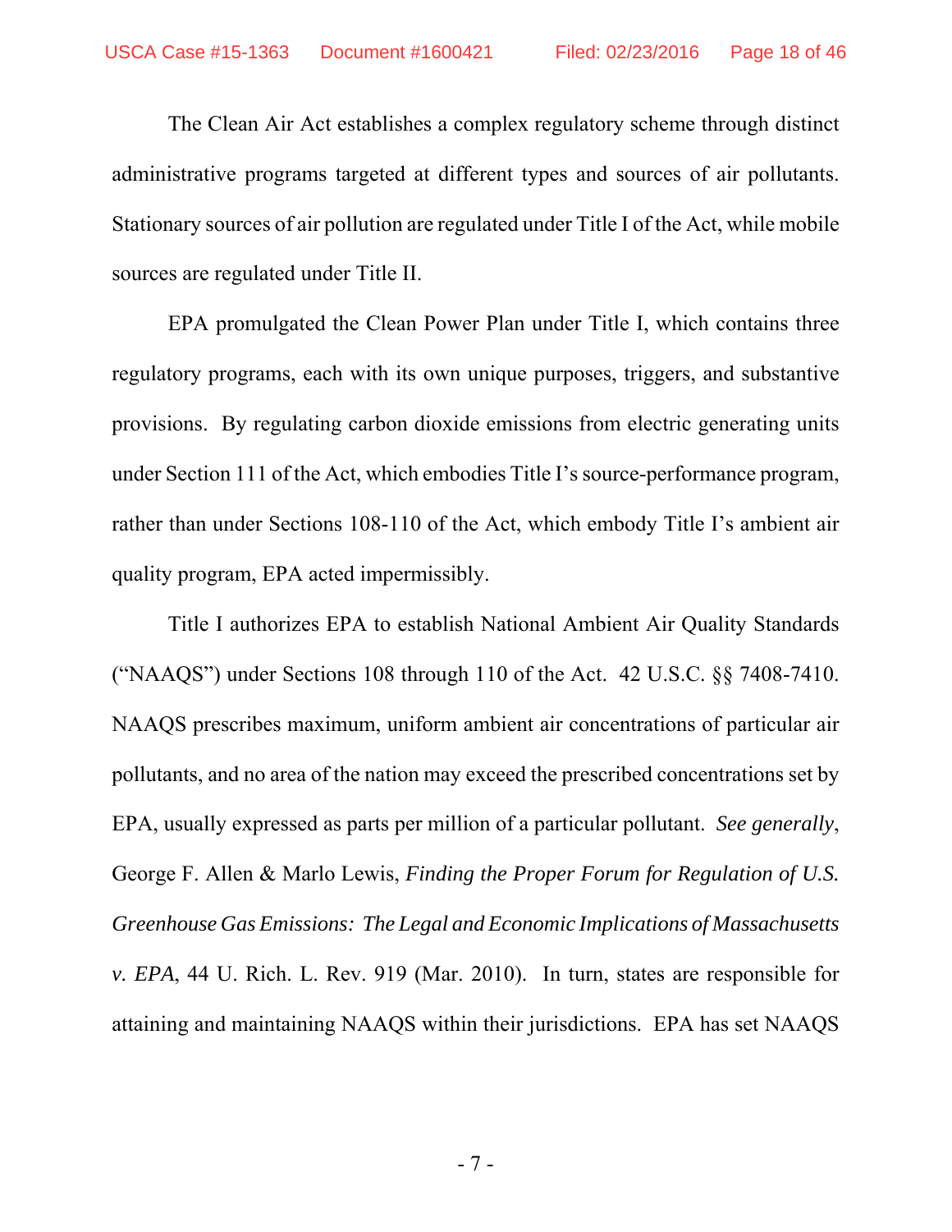The Clean Air Act establishes a complex regulatory scheme through distinct administrative programs targeted at different types and sources of air pollutants. Stationary sources of air pollution are regulated under Title I of the Act, while mobile sources are regulated under Title II.

EPA promulgated the Clean Power Plan under Title I, which contains three regulatory programs, each with its own unique purposes, triggers, and substantive provisions. By regulating carbon dioxide emissions from electric generating units under Section 111 of the Act, which embodies Title I's source-performance program, rather than under Sections 108-110 of the Act, which embody Title I's ambient air quality program, EPA acted impermissibly.

Title I authorizes EPA to establish National Ambient Air Quality Standards ("NAAQS") under Sections 108 through 110 of the Act. 42 U.S.C. §§ 7408-7410. NAAQS prescribes maximum, uniform ambient air concentrations of particular air pollutants, and no area of the nation may exceed the prescribed concentrations set by EPA, usually expressed as parts per million of a particular pollutant. *See generally*, George F. Allen & Marlo Lewis, *Finding the Proper Forum for Regulation of U.S. Greenhouse Gas Emissions: The Legal and Economic Implications of Massachusetts v. EPA*, 44 U. Rich. L. Rev. 919 (Mar. 2010). In turn, states are responsible for attaining and maintaining NAAQS within their jurisdictions. EPA has set NAAQS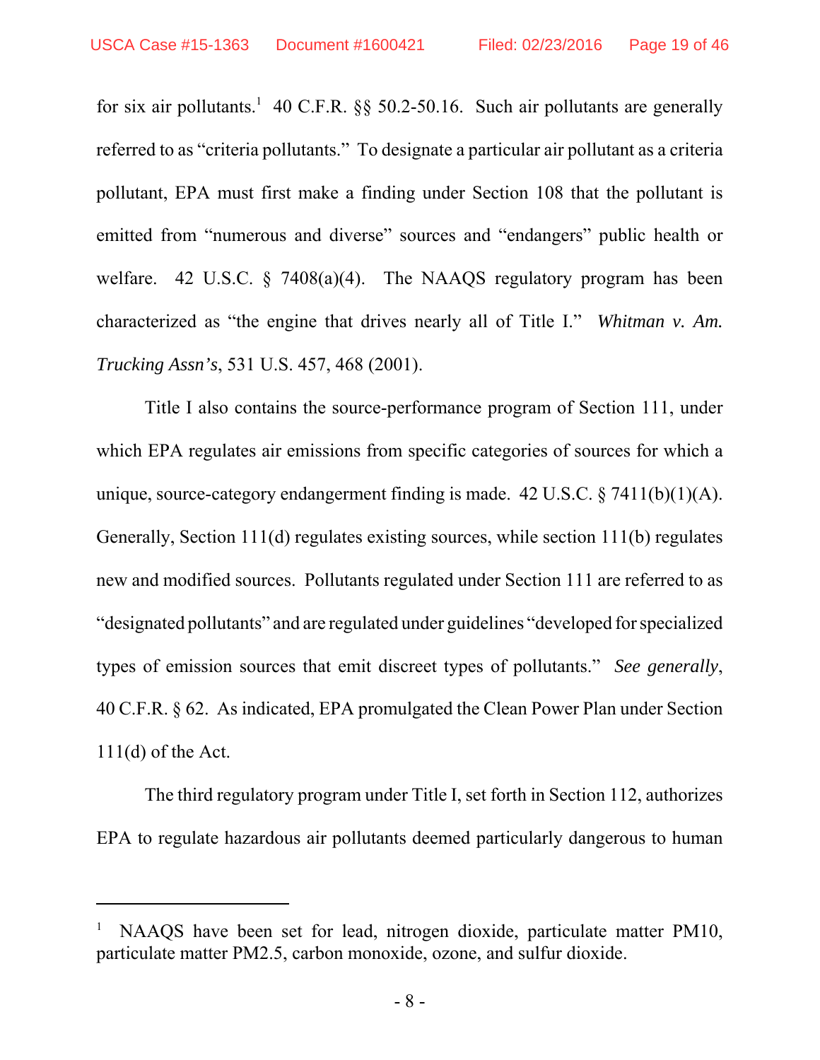for six air pollutants.[1] 40 C.F.R. §§ 50.2-50.16. Such air pollutants are generally referred to as "criteria pollutants." To designate a particular air pollutant as a criteria pollutant, EPA must first make a finding under Section 108 that the pollutant is emitted from "numerous and diverse" sources and "endangers" public health or welfare. 42 U.S.C. § 7408(a)(4). The NAAQS regulatory program has been characterized as "the engine that drives nearly all of Title I." *Whitman v. Am. Trucking Assn's*, 531 U.S. 457, 468 (2001).

Title I also contains the source-performance program of Section 111, under which EPA regulates air emissions from specific categories of sources for which a unique, source-category endangerment finding is made. 42 U.S.C. § 7411(b)(1)(A). Generally, Section 111(d) regulates existing sources, while section 111(b) regulates new and modified sources. Pollutants regulated under Section 111 are referred to as "designated pollutants" and are regulated under guidelines "developed for specialized types of emission sources that emit discreet types of pollutants." *See generally*, 40 C.F.R. § 62. As indicated, EPA promulgated the Clean Power Plan under Section 111(d) of the Act.

The third regulatory program under Title I, set forth in Section 112, authorizes EPA to regulate hazardous air pollutants deemed particularly dangerous to human

---

[1] NAAQS have been set for lead, nitrogen dioxide, particulate matter PM10, particulate matter PM2.5, carbon monoxide, ozone, and sulfur dioxide.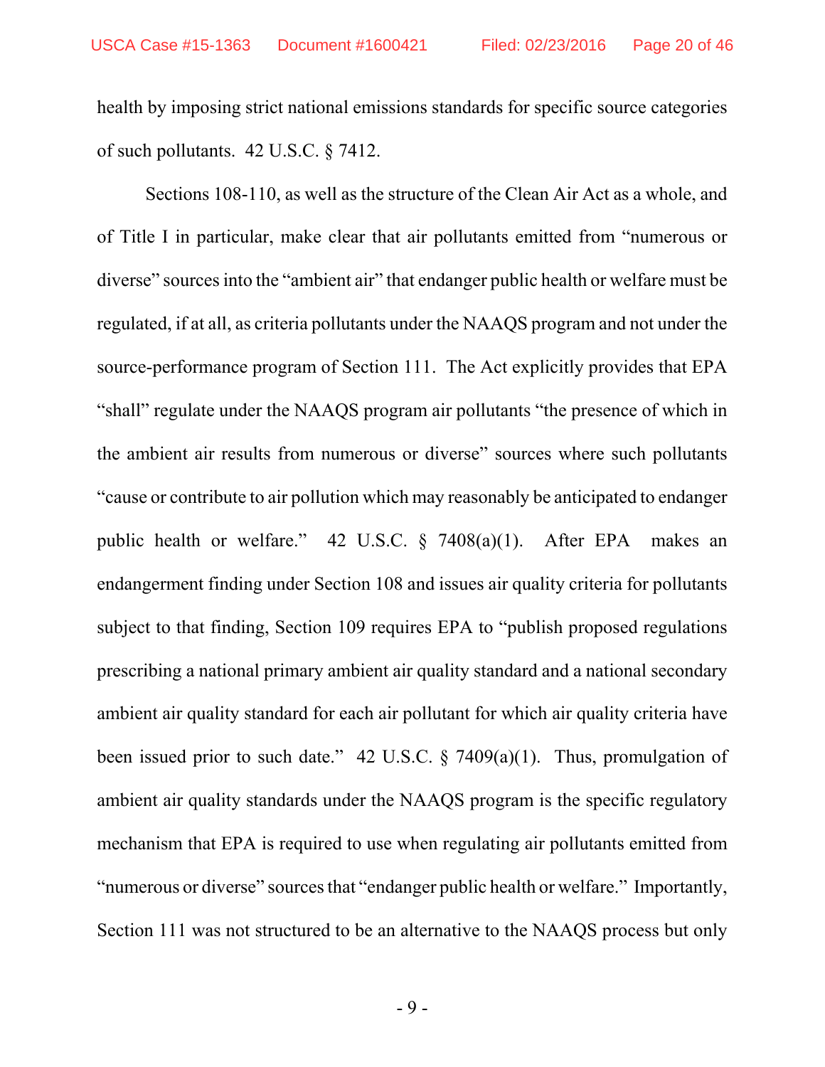health by imposing strict national emissions standards for specific source categories of such pollutants. 42 U.S.C. § 7412.

Sections 108-110, as well as the structure of the Clean Air Act as a whole, and of Title I in particular, make clear that air pollutants emitted from "numerous or diverse" sources into the "ambient air" that endanger public health or welfare must be regulated, if at all, as criteria pollutants under the NAAQS program and not under the source-performance program of Section 111. The Act explicitly provides that EPA "shall" regulate under the NAAQS program air pollutants "the presence of which in the ambient air results from numerous or diverse" sources where such pollutants "cause or contribute to air pollution which may reasonably be anticipated to endanger public health or welfare." 42 U.S.C. § 7408(a)(1). After EPA makes an endangerment finding under Section 108 and issues air quality criteria for pollutants subject to that finding, Section 109 requires EPA to "publish proposed regulations prescribing a national primary ambient air quality standard and a national secondary ambient air quality standard for each air pollutant for which air quality criteria have been issued prior to such date." 42 U.S.C. § 7409(a)(1). Thus, promulgation of ambient air quality standards under the NAAQS program is the specific regulatory mechanism that EPA is required to use when regulating air pollutants emitted from "numerous or diverse" sources that "endanger public health or welfare." Importantly, Section 111 was not structured to be an alternative to the NAAQS process but only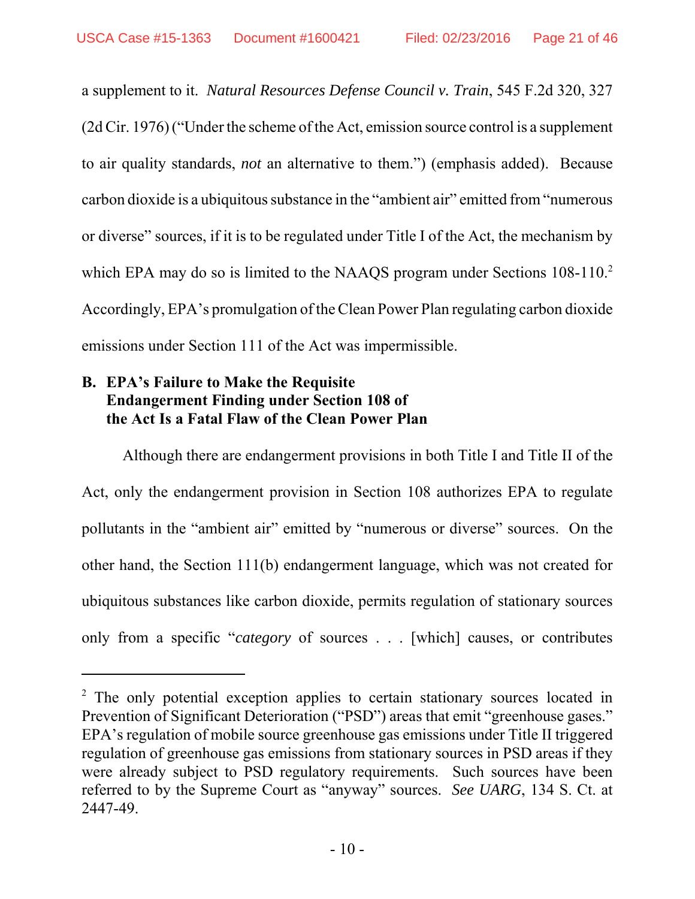a supplement to it. *Natural Resources Defense Council v. Train*, 545 F.2d 320, 327 (2d Cir. 1976) ("Under the scheme of the Act, emission source control is a supplement to air quality standards, *not* an alternative to them.") (emphasis added). Because carbon dioxide is a ubiquitous substance in the "ambient air" emitted from "numerous or diverse" sources, if it is to be regulated under Title I of the Act, the mechanism by which EPA may do so is limited to the NAAQS program under Sections 108-110.[2] Accordingly, EPA's promulgation of the Clean Power Plan regulating carbon dioxide emissions under Section 111 of the Act was impermissible.

**B. EPA's Failure to Make the Requisite Endangerment Finding under Section 108 of the Act Is a Fatal Flaw of the Clean Power Plan**

Although there are endangerment provisions in both Title I and Title II of the Act, only the endangerment provision in Section 108 authorizes EPA to regulate pollutants in the "ambient air" emitted by "numerous or diverse" sources. On the other hand, the Section 111(b) endangerment language, which was not created for ubiquitous substances like carbon dioxide, permits regulation of stationary sources only from a specific "*category* of sources . . . [which] causes, or contributes

---

[2] The only potential exception applies to certain stationary sources located in Prevention of Significant Deterioration ("PSD") areas that emit "greenhouse gases." EPA's regulation of mobile source greenhouse gas emissions under Title II triggered regulation of greenhouse gas emissions from stationary sources in PSD areas if they were already subject to PSD regulatory requirements. Such sources have been referred to by the Supreme Court as "anyway" sources. *See UARG*, 134 S. Ct. at 2447-49.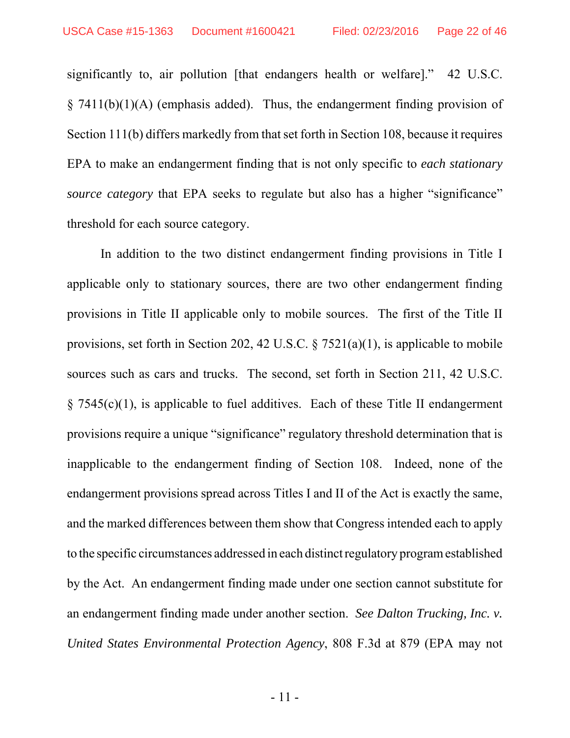significantly to, air pollution [that endangers health or welfare]." 42 U.S.C. § 7411(b)(1)(A) (emphasis added). Thus, the endangerment finding provision of Section 111(b) differs markedly from that set forth in Section 108, because it requires EPA to make an endangerment finding that is not only specific to *each stationary source category* that EPA seeks to regulate but also has a higher "significance" threshold for each source category.

In addition to the two distinct endangerment finding provisions in Title I applicable only to stationary sources, there are two other endangerment finding provisions in Title II applicable only to mobile sources. The first of the Title II provisions, set forth in Section 202, 42 U.S.C. § 7521(a)(1), is applicable to mobile sources such as cars and trucks. The second, set forth in Section 211, 42 U.S.C. § 7545(c)(1), is applicable to fuel additives. Each of these Title II endangerment provisions require a unique "significance" regulatory threshold determination that is inapplicable to the endangerment finding of Section 108. Indeed, none of the endangerment provisions spread across Titles I and II of the Act is exactly the same, and the marked differences between them show that Congress intended each to apply to the specific circumstances addressed in each distinct regulatory program established by the Act. An endangerment finding made under one section cannot substitute for an endangerment finding made under another section. *See Dalton Trucking, Inc. v. United States Environmental Protection Agency*, 808 F.3d at 879 (EPA may not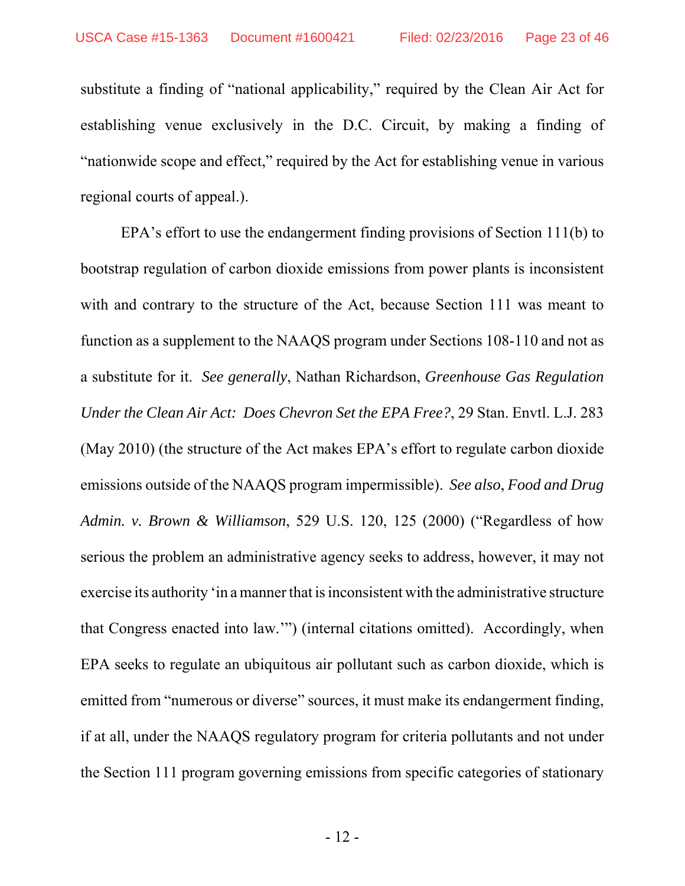substitute a finding of "national applicability," required by the Clean Air Act for establishing venue exclusively in the D.C. Circuit, by making a finding of "nationwide scope and effect," required by the Act for establishing venue in various regional courts of appeal.).

EPA's effort to use the endangerment finding provisions of Section 111(b) to bootstrap regulation of carbon dioxide emissions from power plants is inconsistent with and contrary to the structure of the Act, because Section 111 was meant to function as a supplement to the NAAQS program under Sections 108-110 and not as a substitute for it. *See generally*, Nathan Richardson, *Greenhouse Gas Regulation Under the Clean Air Act: Does Chevron Set the EPA Free?*, 29 Stan. Envtl. L.J. 283 (May 2010) (the structure of the Act makes EPA's effort to regulate carbon dioxide emissions outside of the NAAQS program impermissible). *See also*, *Food and Drug Admin. v. Brown & Williamson*, 529 U.S. 120, 125 (2000) ("Regardless of how serious the problem an administrative agency seeks to address, however, it may not exercise its authority 'in a manner that is inconsistent with the administrative structure that Congress enacted into law.'") (internal citations omitted). Accordingly, when EPA seeks to regulate an ubiquitous air pollutant such as carbon dioxide, which is emitted from "numerous or diverse" sources, it must make its endangerment finding, if at all, under the NAAQS regulatory program for criteria pollutants and not under the Section 111 program governing emissions from specific categories of stationary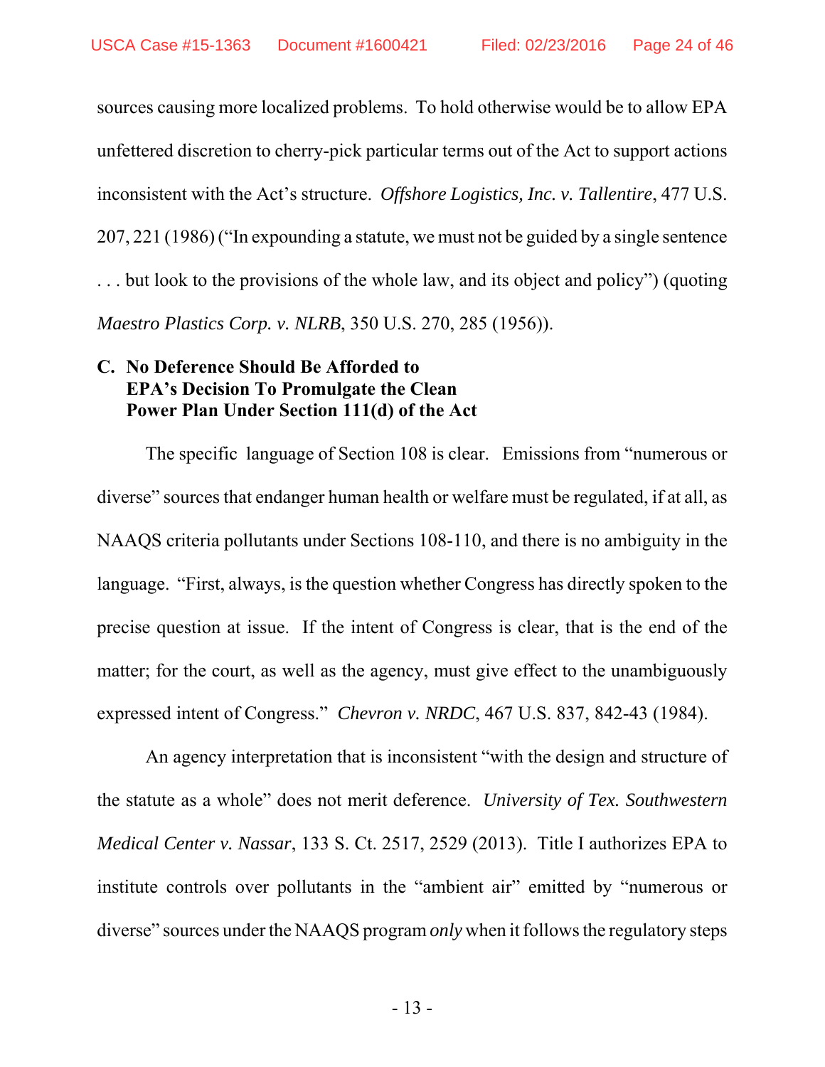sources causing more localized problems. To hold otherwise would be to allow EPA unfettered discretion to cherry-pick particular terms out of the Act to support actions inconsistent with the Act's structure. *Offshore Logistics, Inc. v. Tallentire*, 477 U.S. 207, 221 (1986) ("In expounding a statute, we must not be guided by a single sentence . . . but look to the provisions of the whole law, and its object and policy") (quoting *Maestro Plastics Corp. v. NLRB*, 350 U.S. 270, 285 (1956)).

### C. No Deference Should Be Afforded to EPA's Decision To Promulgate the Clean Power Plan Under Section 111(d) of the Act

The specific language of Section 108 is clear. Emissions from "numerous or diverse" sources that endanger human health or welfare must be regulated, if at all, as NAAQS criteria pollutants under Sections 108-110, and there is no ambiguity in the language. "First, always, is the question whether Congress has directly spoken to the precise question at issue. If the intent of Congress is clear, that is the end of the matter; for the court, as well as the agency, must give effect to the unambiguously expressed intent of Congress." *Chevron v. NRDC*, 467 U.S. 837, 842-43 (1984).

An agency interpretation that is inconsistent "with the design and structure of the statute as a whole" does not merit deference. *University of Tex. Southwestern Medical Center v. Nassar*, 133 S. Ct. 2517, 2529 (2013). Title I authorizes EPA to institute controls over pollutants in the "ambient air" emitted by "numerous or diverse" sources under the NAAQS program *only* when it follows the regulatory steps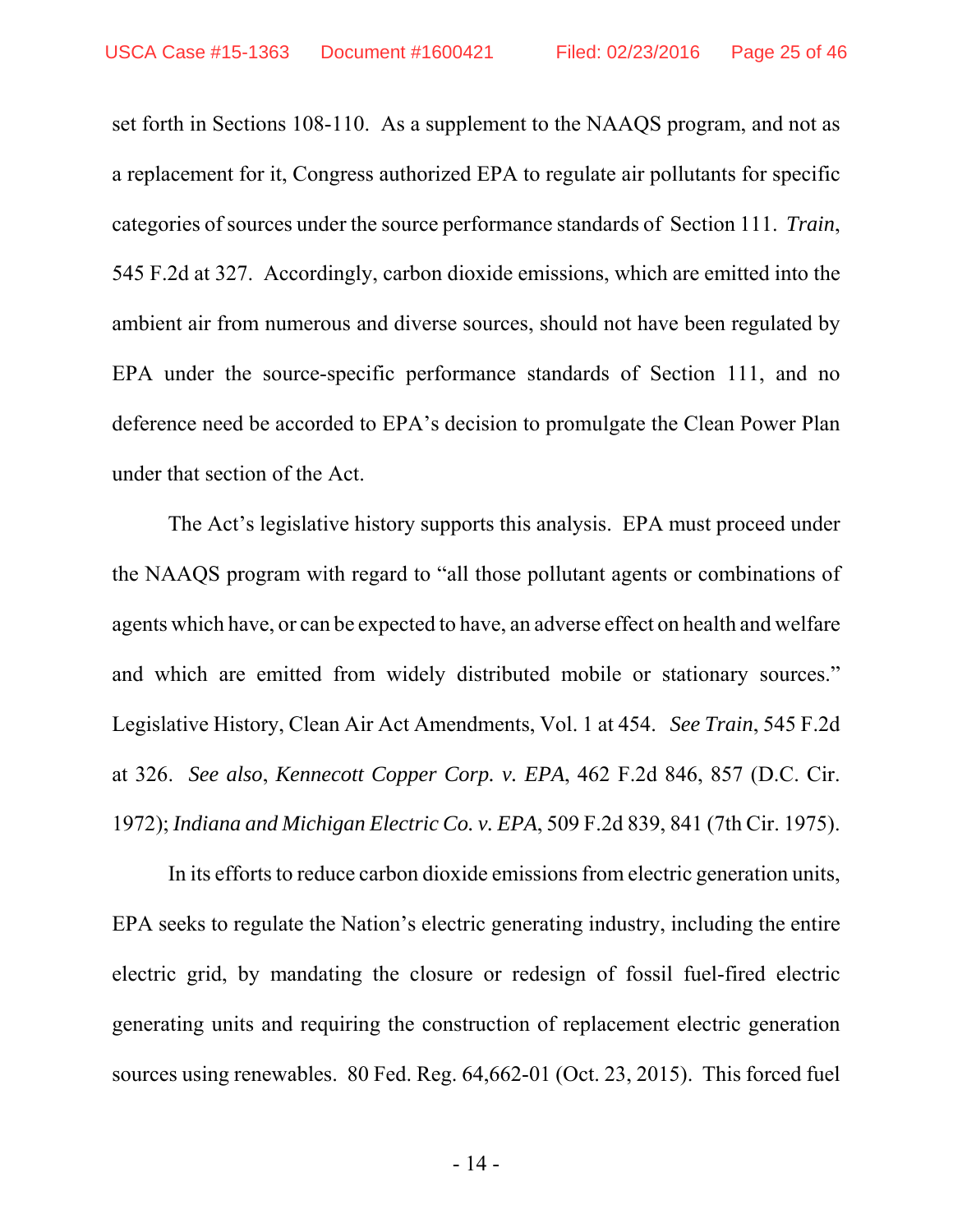set forth in Sections 108-110. As a supplement to the NAAQS program, and not as a replacement for it, Congress authorized EPA to regulate air pollutants for specific categories of sources under the source performance standards of Section 111. *Train*, 545 F.2d at 327. Accordingly, carbon dioxide emissions, which are emitted into the ambient air from numerous and diverse sources, should not have been regulated by EPA under the source-specific performance standards of Section 111, and no deference need be accorded to EPA's decision to promulgate the Clean Power Plan under that section of the Act.

The Act's legislative history supports this analysis. EPA must proceed under the NAAQS program with regard to "all those pollutant agents or combinations of agents which have, or can be expected to have, an adverse effect on health and welfare and which are emitted from widely distributed mobile or stationary sources." Legislative History, Clean Air Act Amendments, Vol. 1 at 454. *See Train*, 545 F.2d at 326. *See also*, *Kennecott Copper Corp. v. EPA*, 462 F.2d 846, 857 (D.C. Cir. 1972); *Indiana and Michigan Electric Co. v. EPA*, 509 F.2d 839, 841 (7th Cir. 1975).

In its efforts to reduce carbon dioxide emissions from electric generation units, EPA seeks to regulate the Nation's electric generating industry, including the entire electric grid, by mandating the closure or redesign of fossil fuel-fired electric generating units and requiring the construction of replacement electric generation sources using renewables. 80 Fed. Reg. 64,662-01 (Oct. 23, 2015). This forced fuel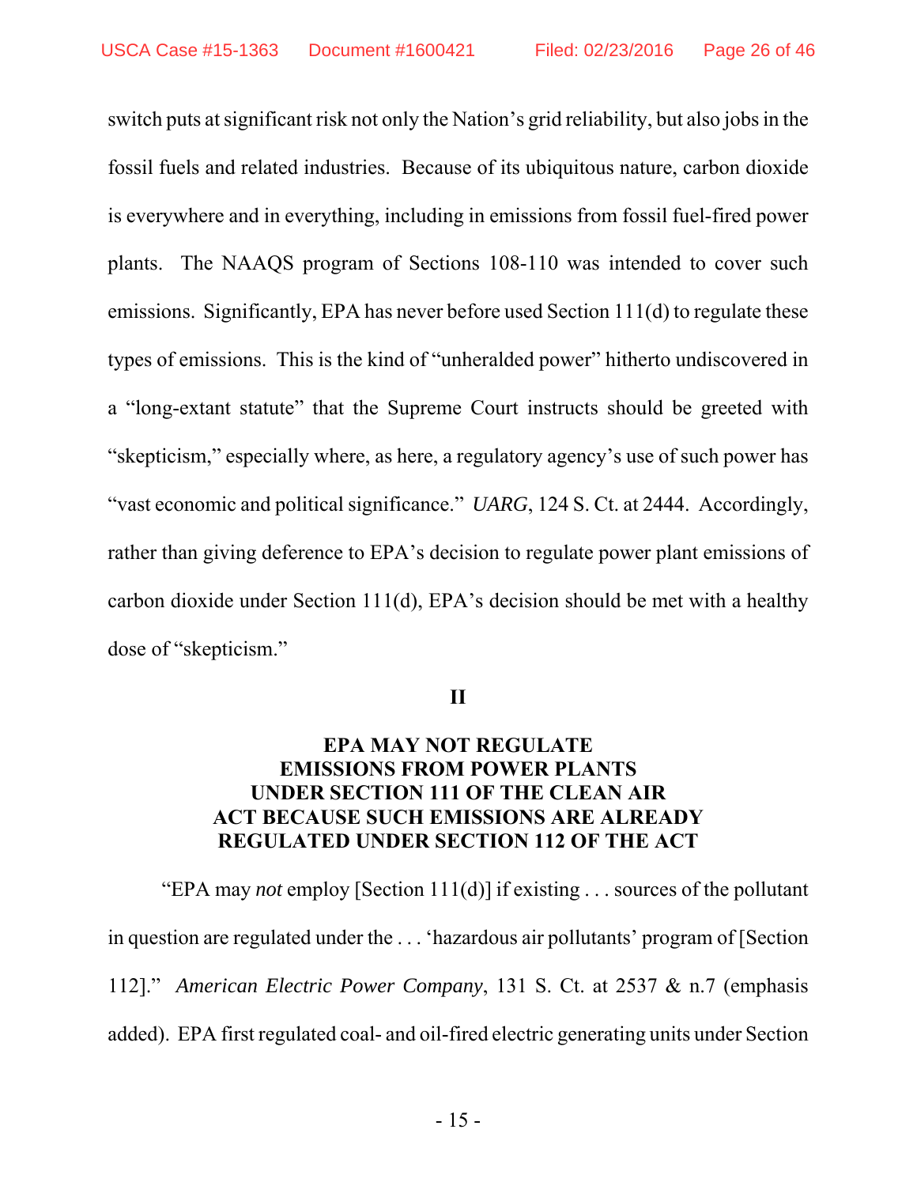switch puts at significant risk not only the Nation's grid reliability, but also jobs in the fossil fuels and related industries. Because of its ubiquitous nature, carbon dioxide is everywhere and in everything, including in emissions from fossil fuel-fired power plants. The NAAQS program of Sections 108-110 was intended to cover such emissions. Significantly, EPA has never before used Section 111(d) to regulate these types of emissions. This is the kind of "unheralded power" hitherto undiscovered in a "long-extant statute" that the Supreme Court instructs should be greeted with "skepticism," especially where, as here, a regulatory agency's use of such power has "vast economic and political significance." *UARG*, 124 S. Ct. at 2444. Accordingly, rather than giving deference to EPA's decision to regulate power plant emissions of carbon dioxide under Section 111(d), EPA's decision should be met with a healthy dose of "skepticism."

## II

## EPA MAY NOT REGULATE EMISSIONS FROM POWER PLANTS UNDER SECTION 111 OF THE CLEAN AIR ACT BECAUSE SUCH EMISSIONS ARE ALREADY REGULATED UNDER SECTION 112 OF THE ACT

"EPA may *not* employ [Section 111(d)] if existing . . . sources of the pollutant in question are regulated under the . . . 'hazardous air pollutants' program of [Section 112]." *American Electric Power Company*, 131 S. Ct. at 2537 & n.7 (emphasis added). EPA first regulated coal- and oil-fired electric generating units under Section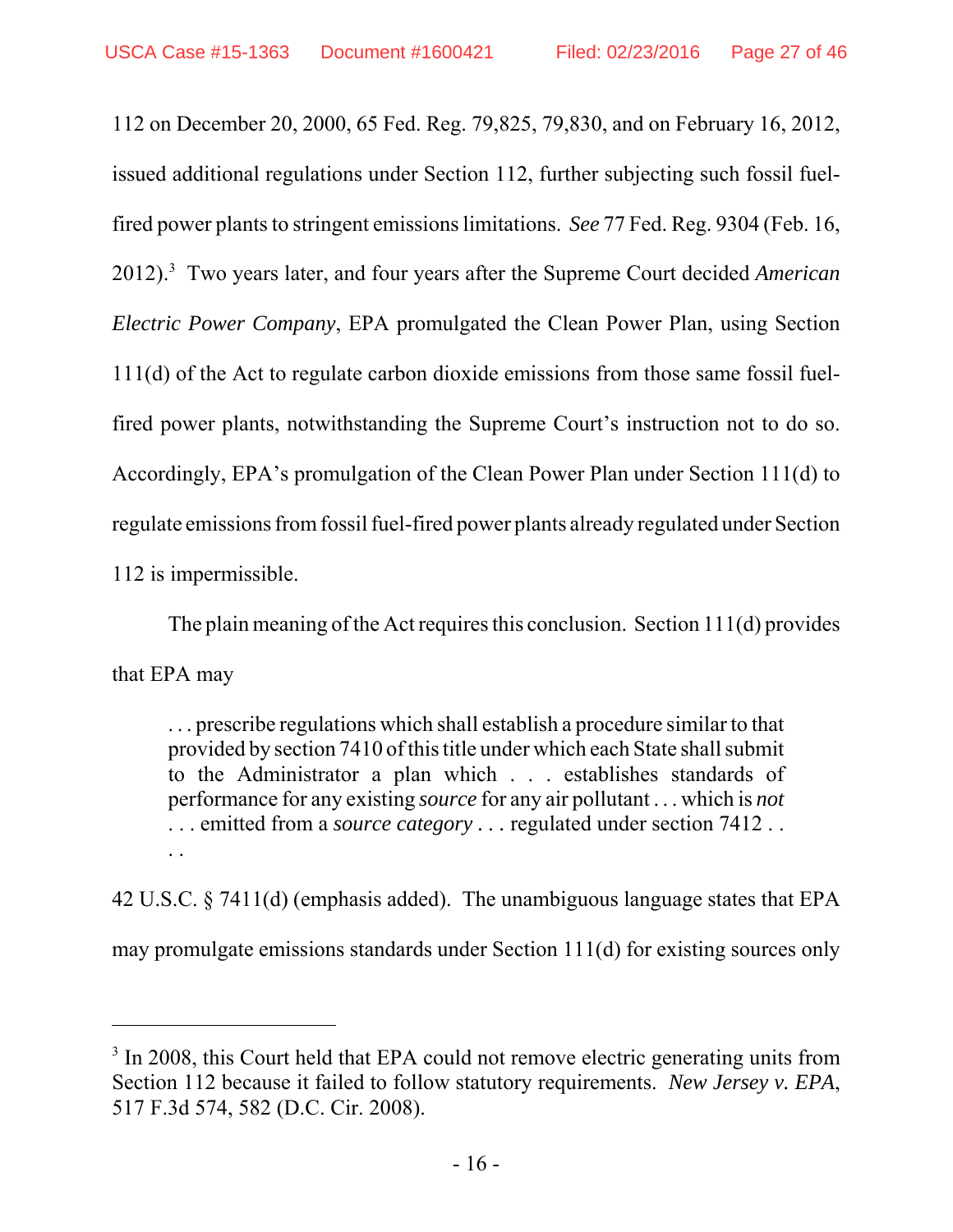112 on December 20, 2000, 65 Fed. Reg. 79,825, 79,830, and on February 16, 2012, issued additional regulations under Section 112, further subjecting such fossil fuel-fired power plants to stringent emissions limitations. *See* 77 Fed. Reg. 9304 (Feb. 16, 2012).[3] Two years later, and four years after the Supreme Court decided *American Electric Power Company*, EPA promulgated the Clean Power Plan, using Section 111(d) of the Act to regulate carbon dioxide emissions from those same fossil fuel-fired power plants, notwithstanding the Supreme Court's instruction not to do so. Accordingly, EPA's promulgation of the Clean Power Plan under Section 111(d) to regulate emissions from fossil fuel-fired power plants already regulated under Section 112 is impermissible.

The plain meaning of the Act requires this conclusion. Section 111(d) provides that EPA may

> . . . prescribe regulations which shall establish a procedure similar to that provided by section 7410 of this title under which each State shall submit to the Administrator a plan which . . . establishes standards of performance for any existing *source* for any air pollutant . . . which is *not* . . . emitted from a *source category* . . . regulated under section 7412 . . . .

42 U.S.C. § 7411(d) (emphasis added). The unambiguous language states that EPA may promulgate emissions standards under Section 111(d) for existing sources only

---

[3] In 2008, this Court held that EPA could not remove electric generating units from Section 112 because it failed to follow statutory requirements. *New Jersey v. EPA*, 517 F.3d 574, 582 (D.C. Cir. 2008).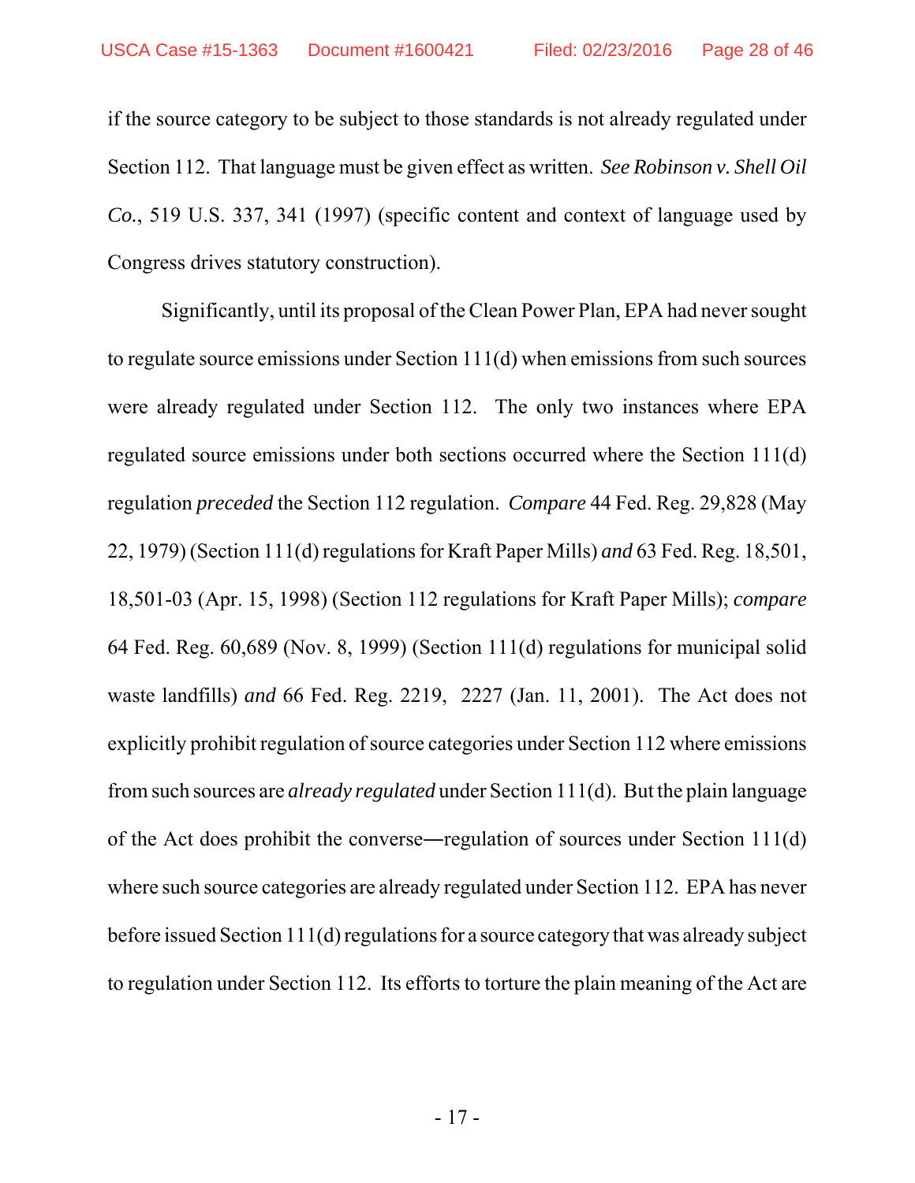if the source category to be subject to those standards is not already regulated under Section 112. That language must be given effect as written. *See Robinson v. Shell Oil Co.*, 519 U.S. 337, 341 (1997) (specific content and context of language used by Congress drives statutory construction).

Significantly, until its proposal of the Clean Power Plan, EPA had never sought to regulate source emissions under Section 111(d) when emissions from such sources were already regulated under Section 112. The only two instances where EPA regulated source emissions under both sections occurred where the Section 111(d) regulation *preceded* the Section 112 regulation. *Compare* 44 Fed. Reg. 29,828 (May 22, 1979) (Section 111(d) regulations for Kraft Paper Mills) *and* 63 Fed. Reg. 18,501, 18,501-03 (Apr. 15, 1998) (Section 112 regulations for Kraft Paper Mills); *compare* 64 Fed. Reg. 60,689 (Nov. 8, 1999) (Section 111(d) regulations for municipal solid waste landfills) *and* 66 Fed. Reg. 2219, 2227 (Jan. 11, 2001). The Act does not explicitly prohibit regulation of source categories under Section 112 where emissions from such sources are *already regulated* under Section 111(d). But the plain language of the Act does prohibit the converse—regulation of sources under Section 111(d) where such source categories are already regulated under Section 112. EPA has never before issued Section 111(d) regulations for a source category that was already subject to regulation under Section 112. Its efforts to torture the plain meaning of the Act are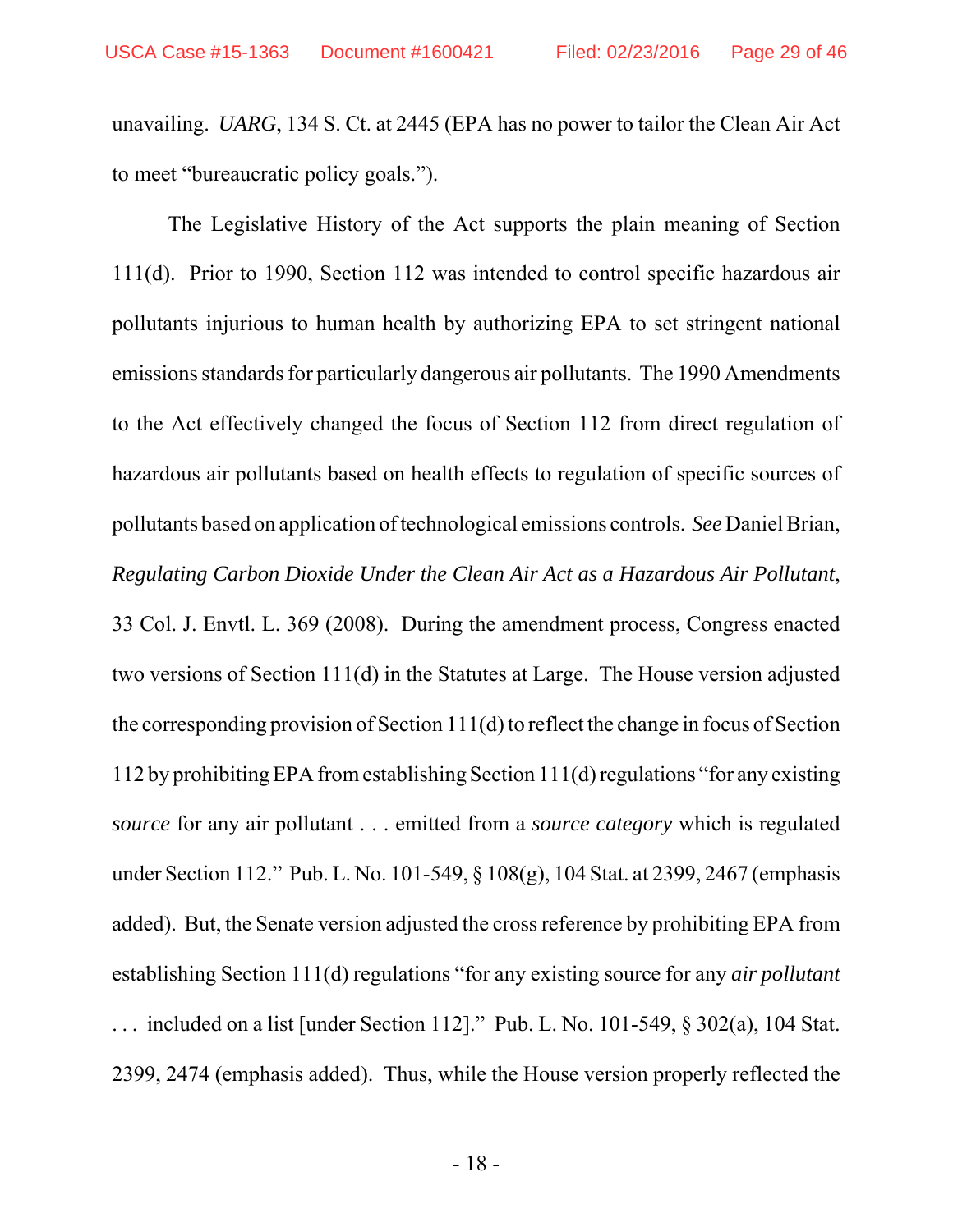unavailing. *UARG*, 134 S. Ct. at 2445 (EPA has no power to tailor the Clean Air Act to meet "bureaucratic policy goals.").

The Legislative History of the Act supports the plain meaning of Section 111(d). Prior to 1990, Section 112 was intended to control specific hazardous air pollutants injurious to human health by authorizing EPA to set stringent national emissions standards for particularly dangerous air pollutants. The 1990 Amendments to the Act effectively changed the focus of Section 112 from direct regulation of hazardous air pollutants based on health effects to regulation of specific sources of pollutants based on application of technological emissions controls. *See* Daniel Brian, *Regulating Carbon Dioxide Under the Clean Air Act as a Hazardous Air Pollutant*, 33 Col. J. Envtl. L. 369 (2008). During the amendment process, Congress enacted two versions of Section 111(d) in the Statutes at Large. The House version adjusted the corresponding provision of Section 111(d) to reflect the change in focus of Section 112 by prohibiting EPA from establishing Section 111(d) regulations "for any existing *source* for any air pollutant . . . emitted from a *source category* which is regulated under Section 112." Pub. L. No. 101-549, § 108(g), 104 Stat. at 2399, 2467 (emphasis added). But, the Senate version adjusted the cross reference by prohibiting EPA from establishing Section 111(d) regulations "for any existing source for any *air pollutant* . . . included on a list [under Section 112]." Pub. L. No. 101-549, § 302(a), 104 Stat. 2399, 2474 (emphasis added). Thus, while the House version properly reflected the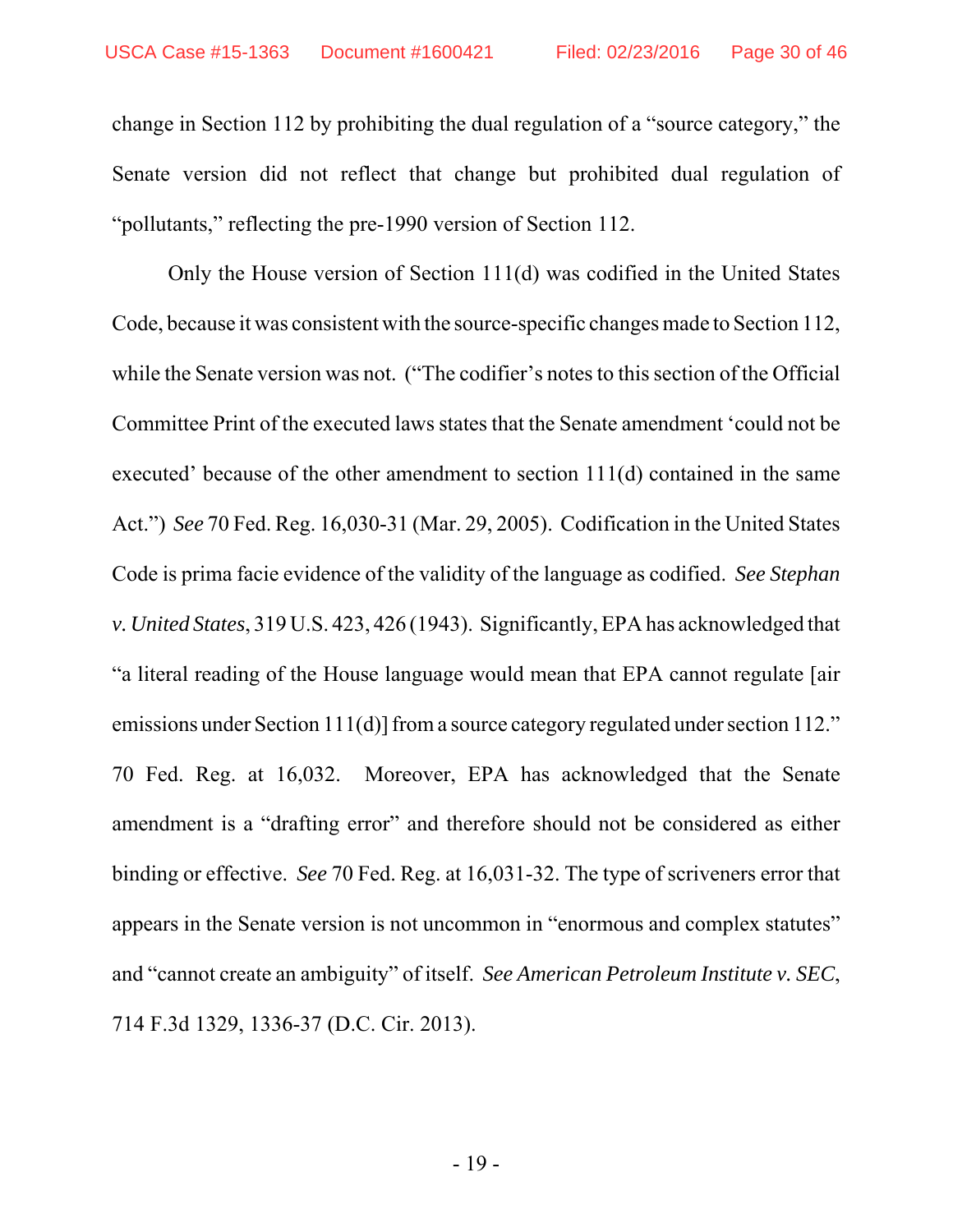change in Section 112 by prohibiting the dual regulation of a "source category," the Senate version did not reflect that change but prohibited dual regulation of "pollutants," reflecting the pre-1990 version of Section 112.

Only the House version of Section 111(d) was codified in the United States Code, because it was consistent with the source-specific changes made to Section 112, while the Senate version was not. ("The codifier's notes to this section of the Official Committee Print of the executed laws states that the Senate amendment 'could not be executed' because of the other amendment to section 111(d) contained in the same Act.") *See* 70 Fed. Reg. 16,030-31 (Mar. 29, 2005). Codification in the United States Code is prima facie evidence of the validity of the language as codified. *See Stephan v. United States*, 319 U.S. 423, 426 (1943). Significantly, EPA has acknowledged that "a literal reading of the House language would mean that EPA cannot regulate [air emissions under Section 111(d)] from a source category regulated under section 112." 70 Fed. Reg. at 16,032. Moreover, EPA has acknowledged that the Senate amendment is a "drafting error" and therefore should not be considered as either binding or effective. *See* 70 Fed. Reg. at 16,031-32. The type of scriveners error that appears in the Senate version is not uncommon in "enormous and complex statutes" and "cannot create an ambiguity" of itself. *See American Petroleum Institute v. SEC*, 714 F.3d 1329, 1336-37 (D.C. Cir. 2013).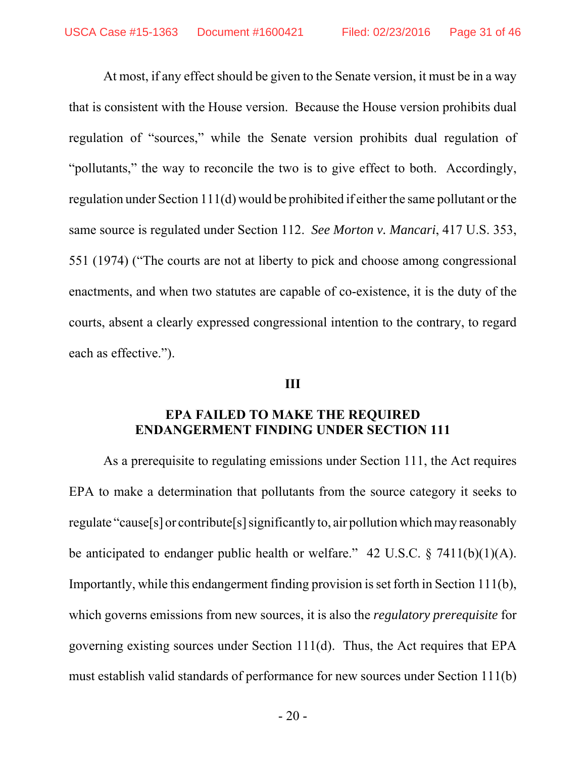At most, if any effect should be given to the Senate version, it must be in a way that is consistent with the House version. Because the House version prohibits dual regulation of "sources," while the Senate version prohibits dual regulation of "pollutants," the way to reconcile the two is to give effect to both. Accordingly, regulation under Section 111(d) would be prohibited if either the same pollutant or the same source is regulated under Section 112. *See Morton v. Mancari*, 417 U.S. 353, 551 (1974) ("The courts are not at liberty to pick and choose among congressional enactments, and when two statutes are capable of co-existence, it is the duty of the courts, absent a clearly expressed congressional intention to the contrary, to regard each as effective.").

## III

## EPA FAILED TO MAKE THE REQUIRED ENDANGERMENT FINDING UNDER SECTION 111

As a prerequisite to regulating emissions under Section 111, the Act requires EPA to make a determination that pollutants from the source category it seeks to regulate "cause[s] or contribute[s] significantly to, air pollution which may reasonably be anticipated to endanger public health or welfare." 42 U.S.C. § 7411(b)(1)(A). Importantly, while this endangerment finding provision is set forth in Section 111(b), which governs emissions from new sources, it is also the *regulatory prerequisite* for governing existing sources under Section 111(d). Thus, the Act requires that EPA must establish valid standards of performance for new sources under Section 111(b)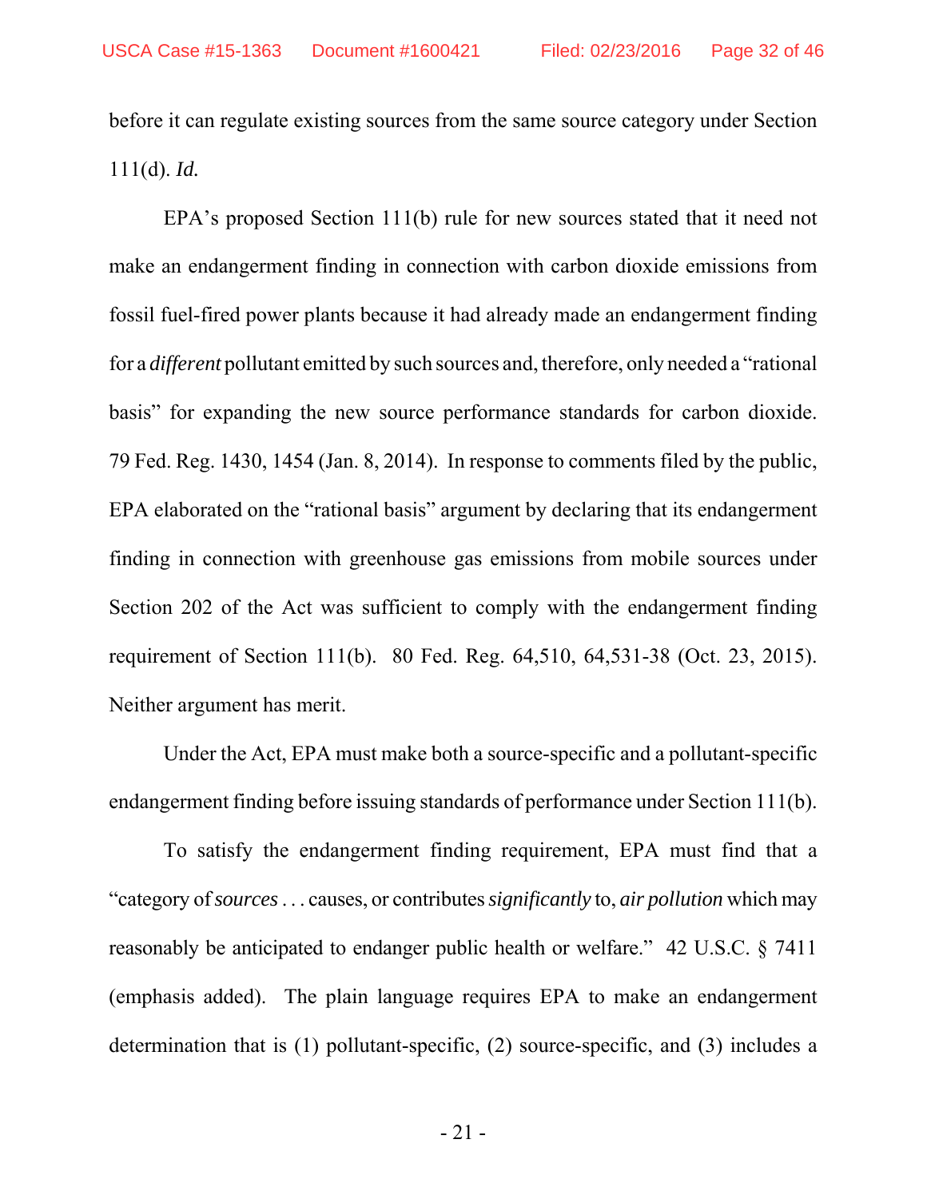before it can regulate existing sources from the same source category under Section 111(d). *Id.*

EPA's proposed Section 111(b) rule for new sources stated that it need not make an endangerment finding in connection with carbon dioxide emissions from fossil fuel-fired power plants because it had already made an endangerment finding for a *different* pollutant emitted by such sources and, therefore, only needed a "rational basis" for expanding the new source performance standards for carbon dioxide. 79 Fed. Reg. 1430, 1454 (Jan. 8, 2014). In response to comments filed by the public, EPA elaborated on the "rational basis" argument by declaring that its endangerment finding in connection with greenhouse gas emissions from mobile sources under Section 202 of the Act was sufficient to comply with the endangerment finding requirement of Section 111(b). 80 Fed. Reg. 64,510, 64,531-38 (Oct. 23, 2015). Neither argument has merit.

Under the Act, EPA must make both a source-specific and a pollutant-specific endangerment finding before issuing standards of performance under Section 111(b).

To satisfy the endangerment finding requirement, EPA must find that a "category of *sources* . . . causes, or contributes *significantly* to, *air pollution* which may reasonably be anticipated to endanger public health or welfare." 42 U.S.C. § 7411 (emphasis added). The plain language requires EPA to make an endangerment determination that is (1) pollutant-specific, (2) source-specific, and (3) includes a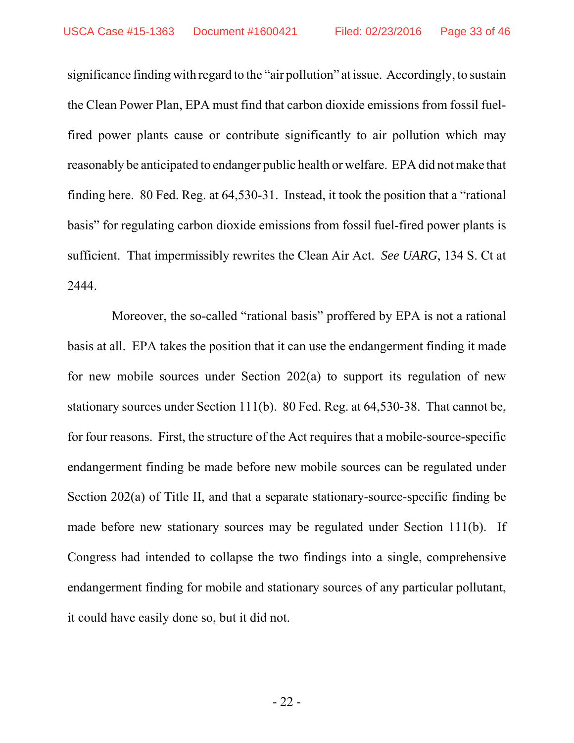significance finding with regard to the "air pollution" at issue. Accordingly, to sustain the Clean Power Plan, EPA must find that carbon dioxide emissions from fossil fuel-fired power plants cause or contribute significantly to air pollution which may reasonably be anticipated to endanger public health or welfare. EPA did not make that finding here. 80 Fed. Reg. at 64,530-31. Instead, it took the position that a "rational basis" for regulating carbon dioxide emissions from fossil fuel-fired power plants is sufficient. That impermissibly rewrites the Clean Air Act. *See UARG*, 134 S. Ct at 2444.

Moreover, the so-called "rational basis" proffered by EPA is not a rational basis at all. EPA takes the position that it can use the endangerment finding it made for new mobile sources under Section 202(a) to support its regulation of new stationary sources under Section 111(b). 80 Fed. Reg. at 64,530-38. That cannot be, for four reasons. First, the structure of the Act requires that a mobile-source-specific endangerment finding be made before new mobile sources can be regulated under Section 202(a) of Title II, and that a separate stationary-source-specific finding be made before new stationary sources may be regulated under Section 111(b). If Congress had intended to collapse the two findings into a single, comprehensive endangerment finding for mobile and stationary sources of any particular pollutant, it could have easily done so, but it did not.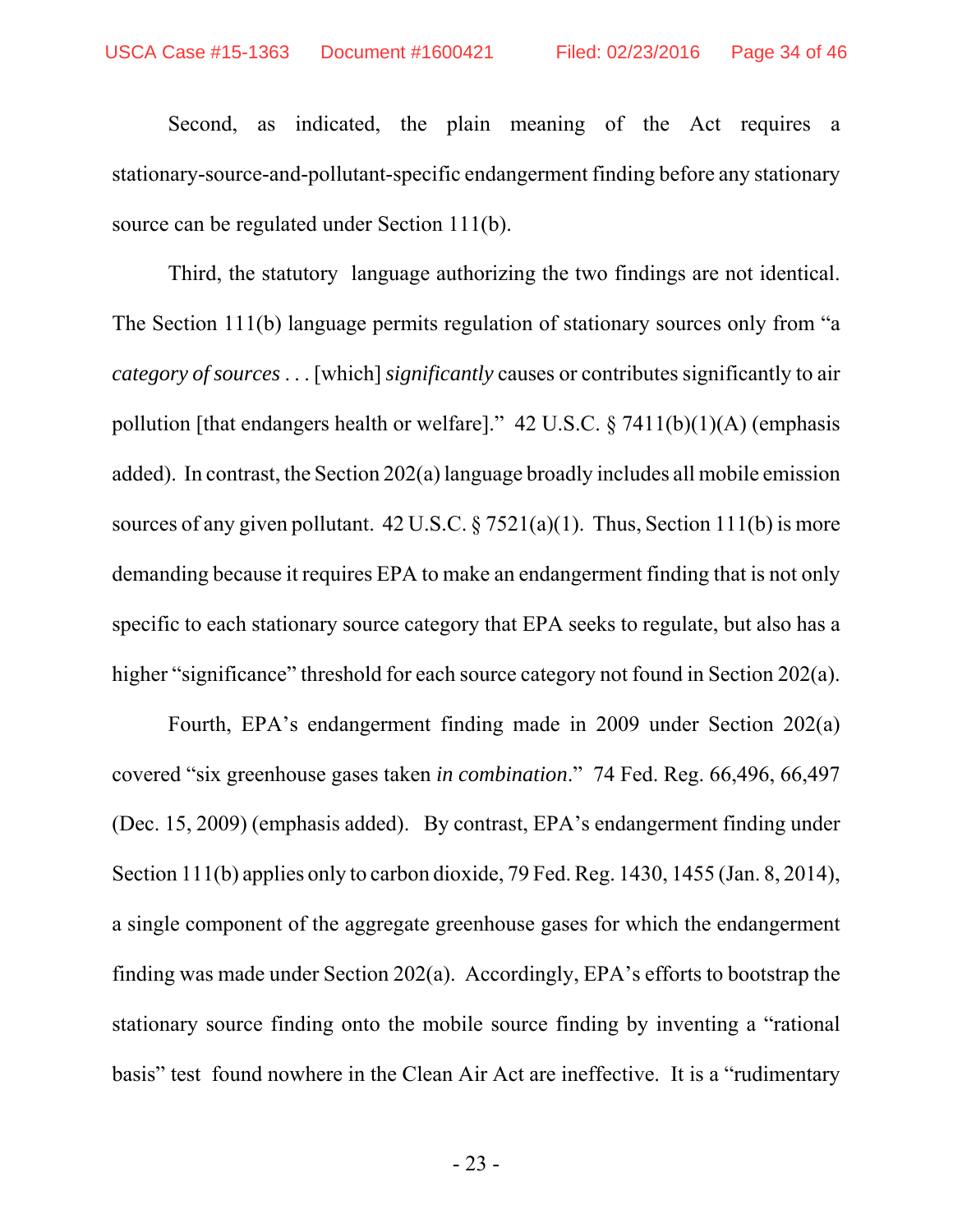Second, as indicated, the plain meaning of the Act requires a stationary-source-and-pollutant-specific endangerment finding before any stationary source can be regulated under Section 111(b).

Third, the statutory language authorizing the two findings are not identical. The Section 111(b) language permits regulation of stationary sources only from "a *category of sources* . . . [which] *significantly* causes or contributes significantly to air pollution [that endangers health or welfare]." 42 U.S.C. § 7411(b)(1)(A) (emphasis added). In contrast, the Section 202(a) language broadly includes all mobile emission sources of any given pollutant. 42 U.S.C. § 7521(a)(1). Thus, Section 111(b) is more demanding because it requires EPA to make an endangerment finding that is not only specific to each stationary source category that EPA seeks to regulate, but also has a higher "significance" threshold for each source category not found in Section 202(a).

Fourth, EPA's endangerment finding made in 2009 under Section 202(a) covered "six greenhouse gases taken *in combination*." 74 Fed. Reg. 66,496, 66,497 (Dec. 15, 2009) (emphasis added). By contrast, EPA's endangerment finding under Section 111(b) applies only to carbon dioxide, 79 Fed. Reg. 1430, 1455 (Jan. 8, 2014), a single component of the aggregate greenhouse gases for which the endangerment finding was made under Section 202(a). Accordingly, EPA's efforts to bootstrap the stationary source finding onto the mobile source finding by inventing a "rational basis" test found nowhere in the Clean Air Act are ineffective. It is a "rudimentary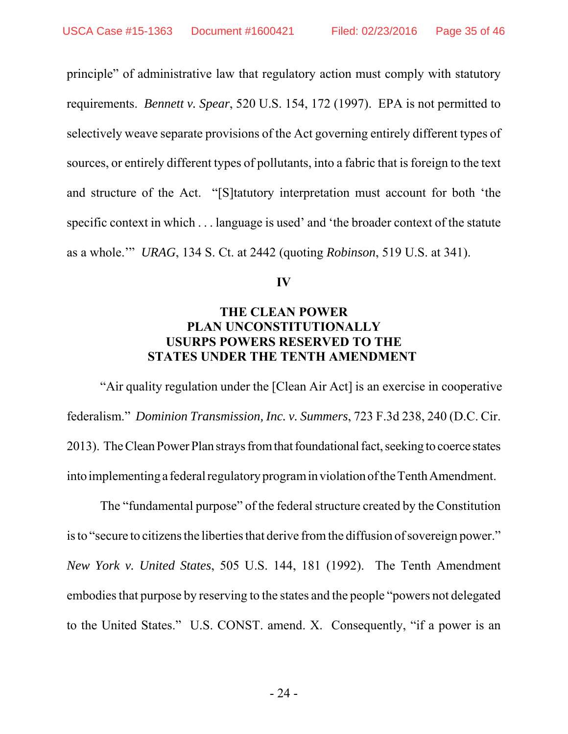principle" of administrative law that regulatory action must comply with statutory requirements. *Bennett v. Spear*, 520 U.S. 154, 172 (1997). EPA is not permitted to selectively weave separate provisions of the Act governing entirely different types of sources, or entirely different types of pollutants, into a fabric that is foreign to the text and structure of the Act. "[S]tatutory interpretation must account for both 'the specific context in which . . . language is used' and 'the broader context of the statute as a whole.'" *URAG*, 134 S. Ct. at 2442 (quoting *Robinson*, 519 U.S. at 341).

## IV

## THE CLEAN POWER PLAN UNCONSTITUTIONALLY USURPS POWERS RESERVED TO THE STATES UNDER THE TENTH AMENDMENT

"Air quality regulation under the [Clean Air Act] is an exercise in cooperative federalism." *Dominion Transmission, Inc. v. Summers*, 723 F.3d 238, 240 (D.C. Cir. 2013). The Clean Power Plan strays from that foundational fact, seeking to coerce states into implementing a federal regulatory program in violation of the Tenth Amendment.

The "fundamental purpose" of the federal structure created by the Constitution is to "secure to citizens the liberties that derive from the diffusion of sovereign power." *New York v. United States*, 505 U.S. 144, 181 (1992). The Tenth Amendment embodies that purpose by reserving to the states and the people "powers not delegated to the United States." U.S. CONST. amend. X. Consequently, "if a power is an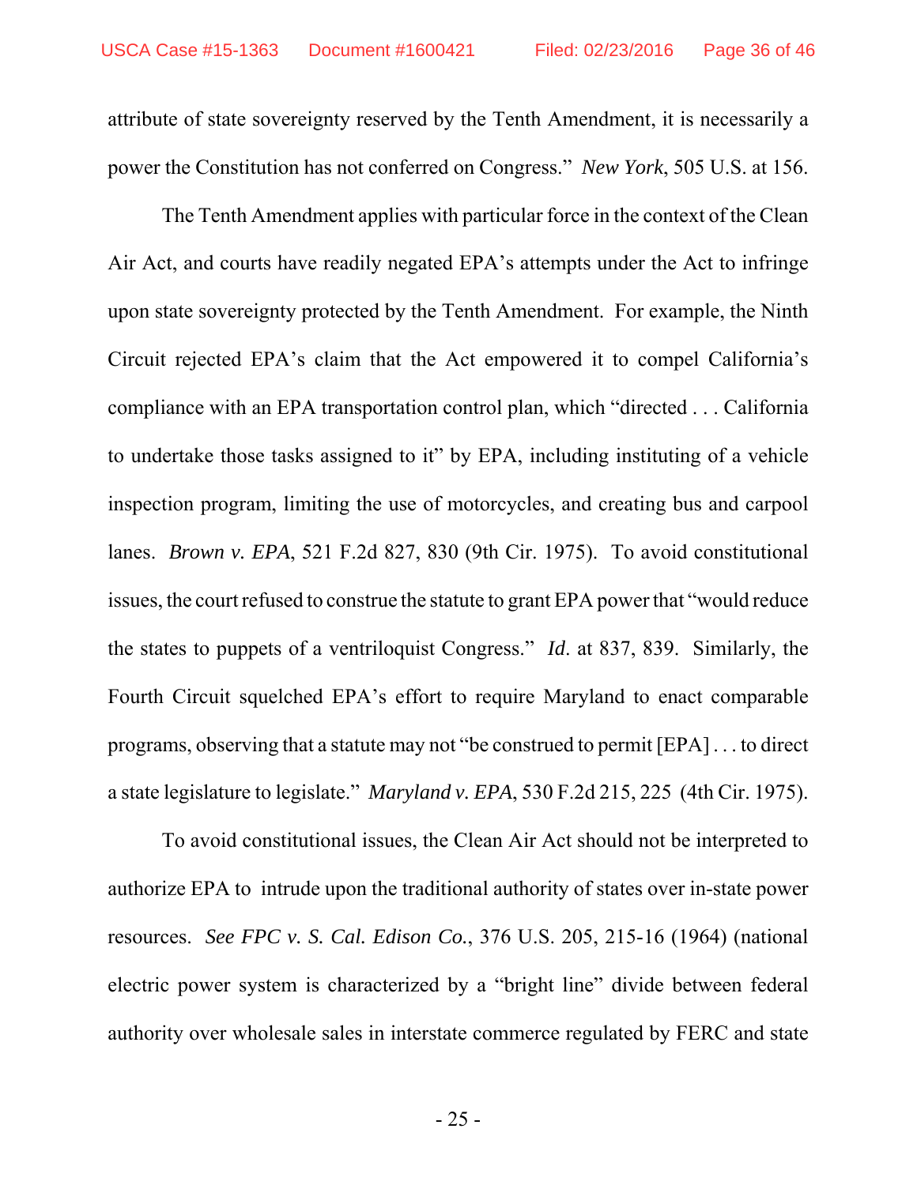attribute of state sovereignty reserved by the Tenth Amendment, it is necessarily a power the Constitution has not conferred on Congress." *New York*, 505 U.S. at 156.

The Tenth Amendment applies with particular force in the context of the Clean Air Act, and courts have readily negated EPA's attempts under the Act to infringe upon state sovereignty protected by the Tenth Amendment. For example, the Ninth Circuit rejected EPA's claim that the Act empowered it to compel California's compliance with an EPA transportation control plan, which "directed . . . California to undertake those tasks assigned to it" by EPA, including instituting of a vehicle inspection program, limiting the use of motorcycles, and creating bus and carpool lanes. *Brown v. EPA*, 521 F.2d 827, 830 (9th Cir. 1975). To avoid constitutional issues, the court refused to construe the statute to grant EPA power that "would reduce the states to puppets of a ventriloquist Congress." *Id*. at 837, 839. Similarly, the Fourth Circuit squelched EPA's effort to require Maryland to enact comparable programs, observing that a statute may not "be construed to permit [EPA] . . . to direct a state legislature to legislate." *Maryland v. EPA*, 530 F.2d 215, 225 (4th Cir. 1975).

To avoid constitutional issues, the Clean Air Act should not be interpreted to authorize EPA to intrude upon the traditional authority of states over in-state power resources. *See FPC v. S. Cal. Edison Co.*, 376 U.S. 205, 215-16 (1964) (national electric power system is characterized by a "bright line" divide between federal authority over wholesale sales in interstate commerce regulated by FERC and state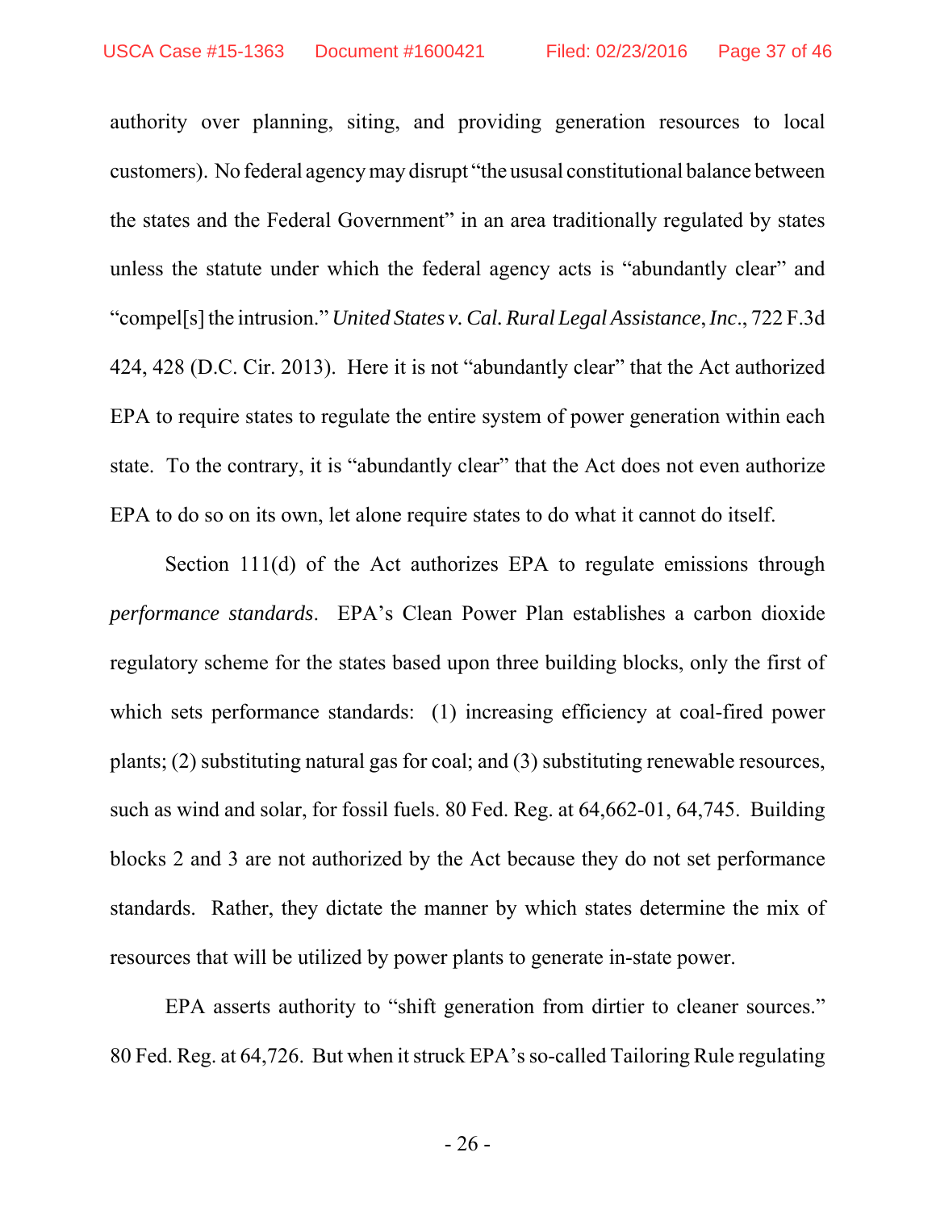authority over planning, siting, and providing generation resources to local customers). No federal agency may disrupt "the ususal constitutional balance between the states and the Federal Government" in an area traditionally regulated by states unless the statute under which the federal agency acts is "abundantly clear" and "compel[s] the intrusion." *United States v. Cal. Rural Legal Assistance*, *Inc*., 722 F.3d 424, 428 (D.C. Cir. 2013). Here it is not "abundantly clear" that the Act authorized EPA to require states to regulate the entire system of power generation within each state. To the contrary, it is "abundantly clear" that the Act does not even authorize EPA to do so on its own, let alone require states to do what it cannot do itself.

Section 111(d) of the Act authorizes EPA to regulate emissions through *performance standards*. EPA's Clean Power Plan establishes a carbon dioxide regulatory scheme for the states based upon three building blocks, only the first of which sets performance standards: (1) increasing efficiency at coal-fired power plants; (2) substituting natural gas for coal; and (3) substituting renewable resources, such as wind and solar, for fossil fuels. 80 Fed. Reg. at 64,662-01, 64,745. Building blocks 2 and 3 are not authorized by the Act because they do not set performance standards. Rather, they dictate the manner by which states determine the mix of resources that will be utilized by power plants to generate in-state power.

EPA asserts authority to "shift generation from dirtier to cleaner sources." 80 Fed. Reg. at 64,726. But when it struck EPA's so-called Tailoring Rule regulating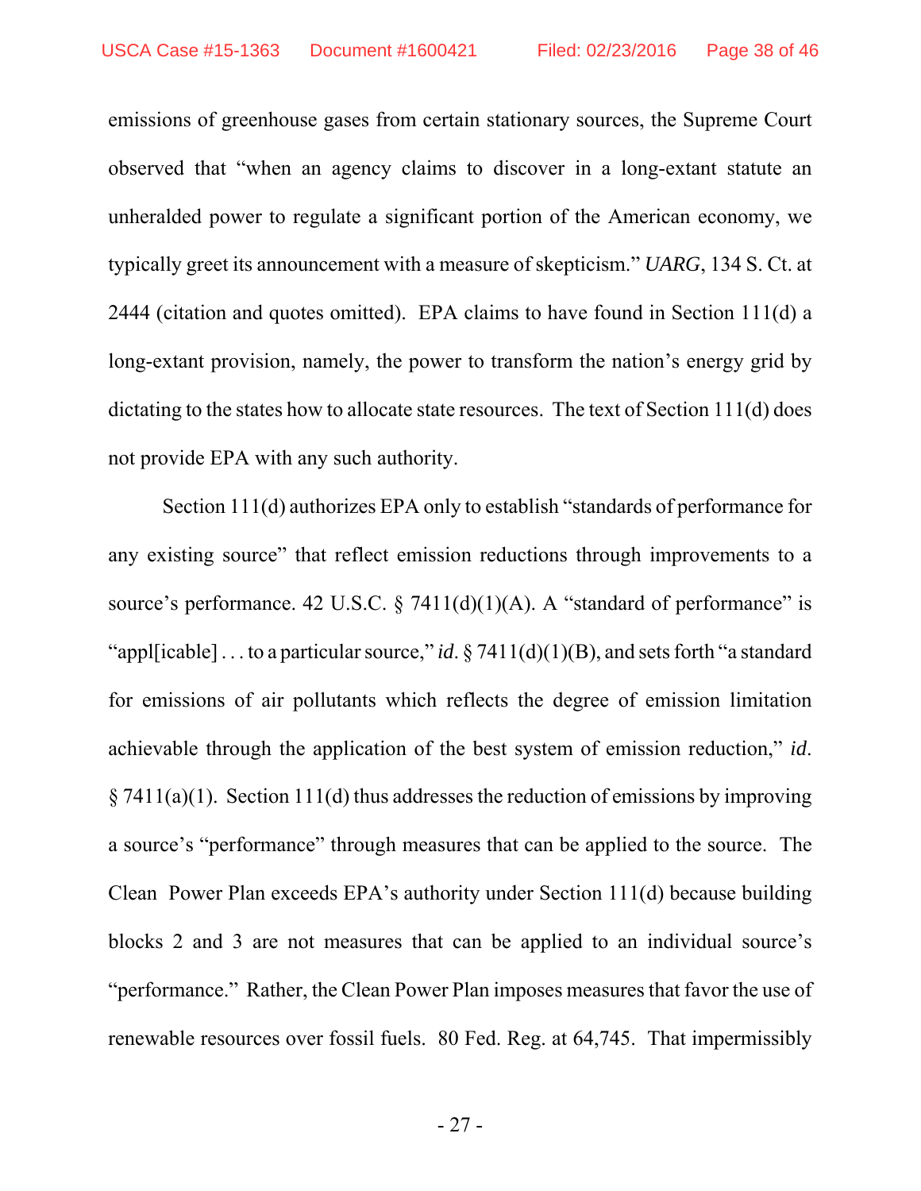emissions of greenhouse gases from certain stationary sources, the Supreme Court observed that "when an agency claims to discover in a long-extant statute an unheralded power to regulate a significant portion of the American economy, we typically greet its announcement with a measure of skepticism." *UARG*, 134 S. Ct. at 2444 (citation and quotes omitted). EPA claims to have found in Section 111(d) a long-extant provision, namely, the power to transform the nation's energy grid by dictating to the states how to allocate state resources. The text of Section 111(d) does not provide EPA with any such authority.

Section 111(d) authorizes EPA only to establish "standards of performance for any existing source" that reflect emission reductions through improvements to a source's performance. 42 U.S.C. § 7411(d)(1)(A). A "standard of performance" is "appl[icable] . . . to a particular source," *id*. § 7411(d)(1)(B), and sets forth "a standard for emissions of air pollutants which reflects the degree of emission limitation achievable through the application of the best system of emission reduction," *id*. § 7411(a)(1). Section 111(d) thus addresses the reduction of emissions by improving a source's "performance" through measures that can be applied to the source. The Clean Power Plan exceeds EPA's authority under Section 111(d) because building blocks 2 and 3 are not measures that can be applied to an individual source's "performance." Rather, the Clean Power Plan imposes measures that favor the use of renewable resources over fossil fuels. 80 Fed. Reg. at 64,745. That impermissibly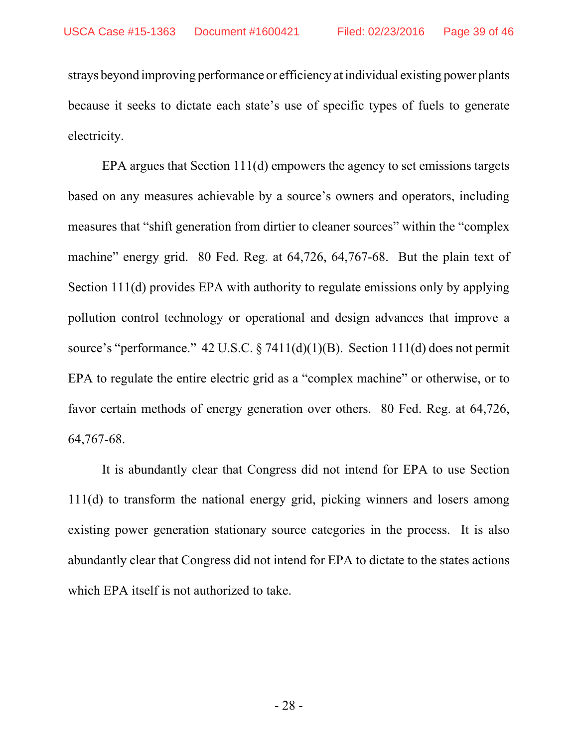strays beyond improving performance or efficiency at individual existing power plants because it seeks to dictate each state's use of specific types of fuels to generate electricity.

EPA argues that Section 111(d) empowers the agency to set emissions targets based on any measures achievable by a source's owners and operators, including measures that "shift generation from dirtier to cleaner sources" within the "complex machine" energy grid. 80 Fed. Reg. at 64,726, 64,767-68. But the plain text of Section 111(d) provides EPA with authority to regulate emissions only by applying pollution control technology or operational and design advances that improve a source's "performance." 42 U.S.C. § 7411(d)(1)(B). Section 111(d) does not permit EPA to regulate the entire electric grid as a "complex machine" or otherwise, or to favor certain methods of energy generation over others. 80 Fed. Reg. at 64,726, 64,767-68.

It is abundantly clear that Congress did not intend for EPA to use Section 111(d) to transform the national energy grid, picking winners and losers among existing power generation stationary source categories in the process. It is also abundantly clear that Congress did not intend for EPA to dictate to the states actions which EPA itself is not authorized to take.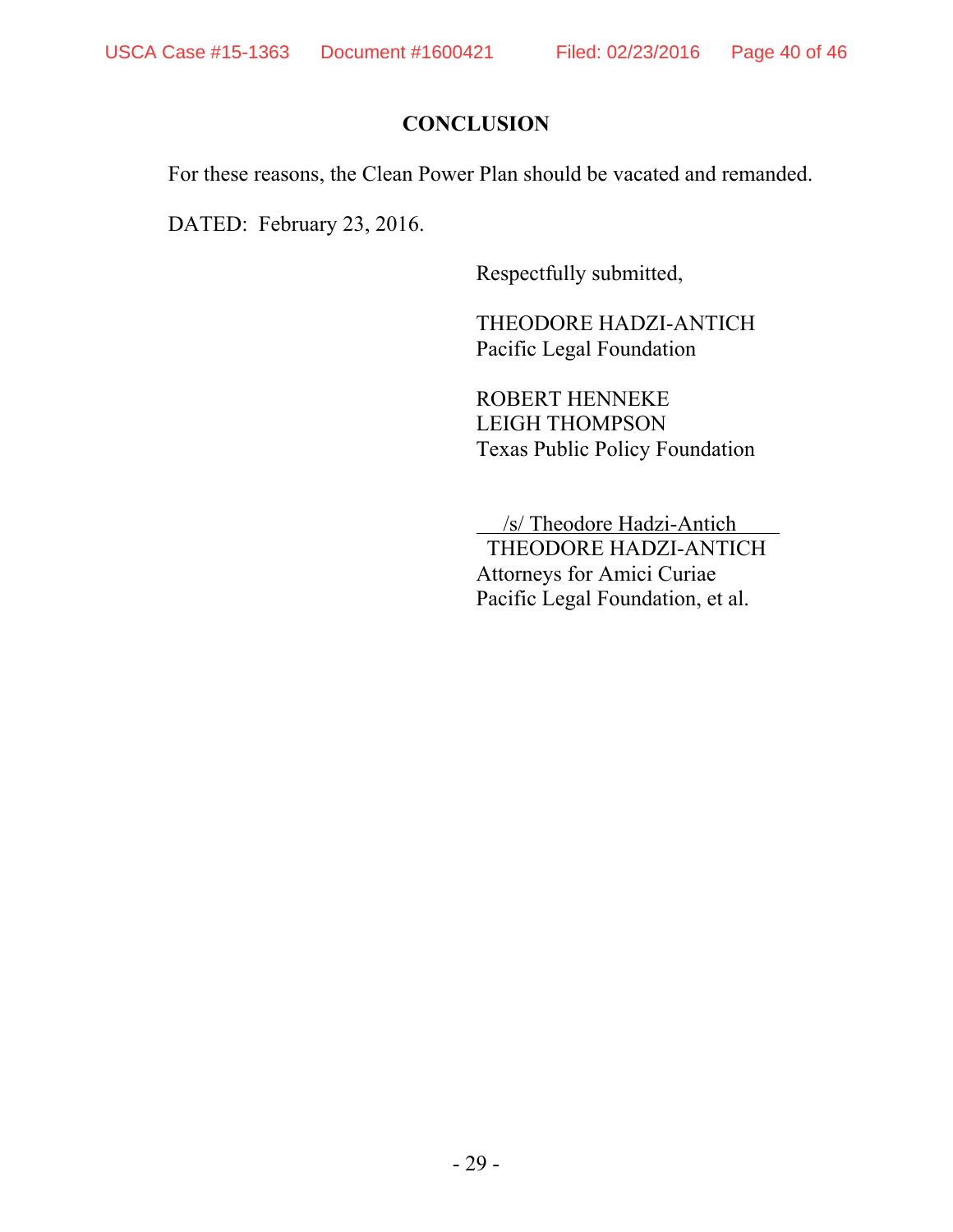## CONCLUSION

For these reasons, the Clean Power Plan should be vacated and remanded.

DATED: February 23, 2016.

Respectfully submitted,

THEODORE HADZI-ANTICH
Pacific Legal Foundation

ROBERT HENNEKE
LEIGH THOMPSON
Texas Public Policy Foundation

/s/ Theodore Hadzi-Antich
THEODORE HADZI-ANTICH
Attorneys for Amici Curiae
Pacific Legal Foundation, et al.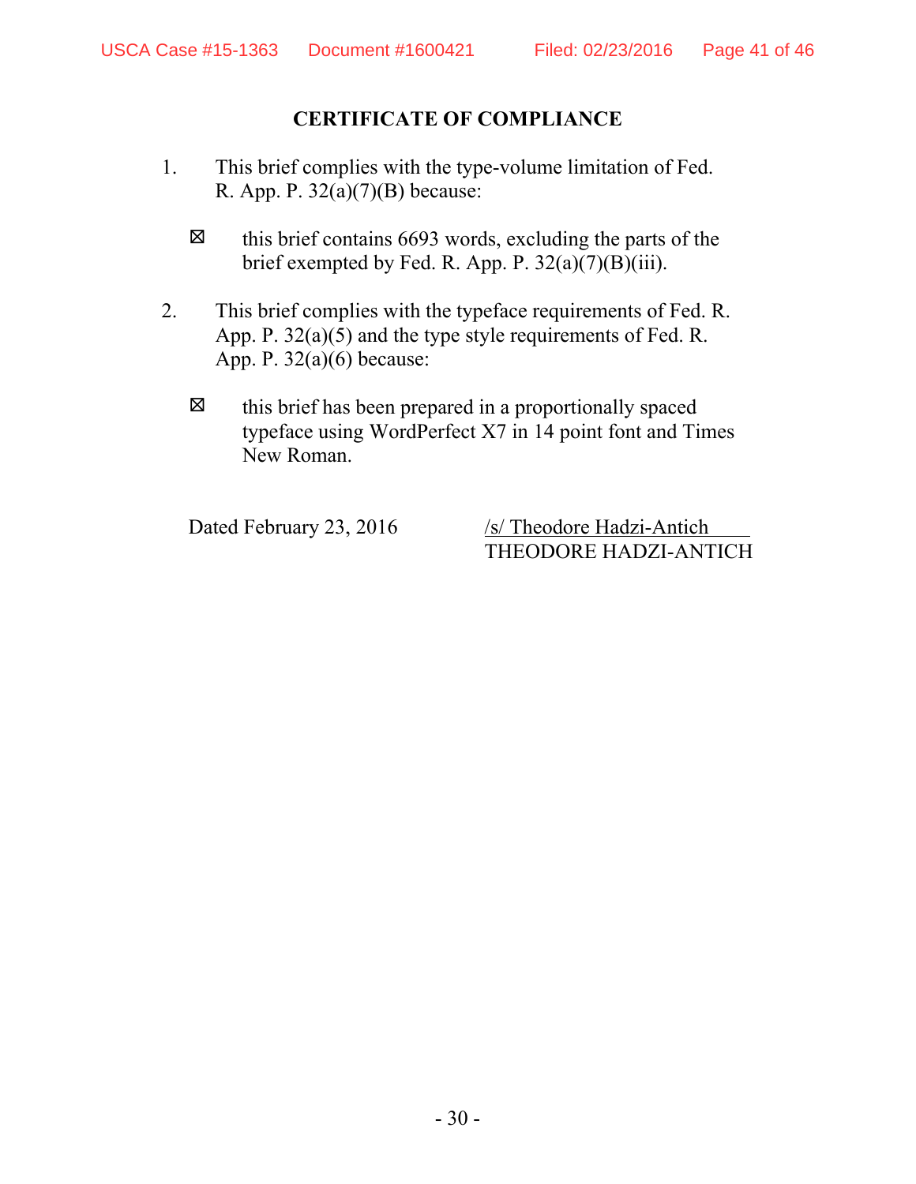## CERTIFICATE OF COMPLIANCE

1. This brief complies with the type-volume limitation of Fed. R. App. P. 32(a)(7)(B) because:

   ☒ this brief contains 6693 words, excluding the parts of the brief exempted by Fed. R. App. P. 32(a)(7)(B)(iii).

2. This brief complies with the typeface requirements of Fed. R. App. P. 32(a)(5) and the type style requirements of Fed. R. App. P. 32(a)(6) because:

   ☒ this brief has been prepared in a proportionally spaced typeface using WordPerfect X7 in 14 point font and Times New Roman.

Dated February 23, 2016

/s/ Theodore Hadzi-Antich
THEODORE HADZI-ANTICH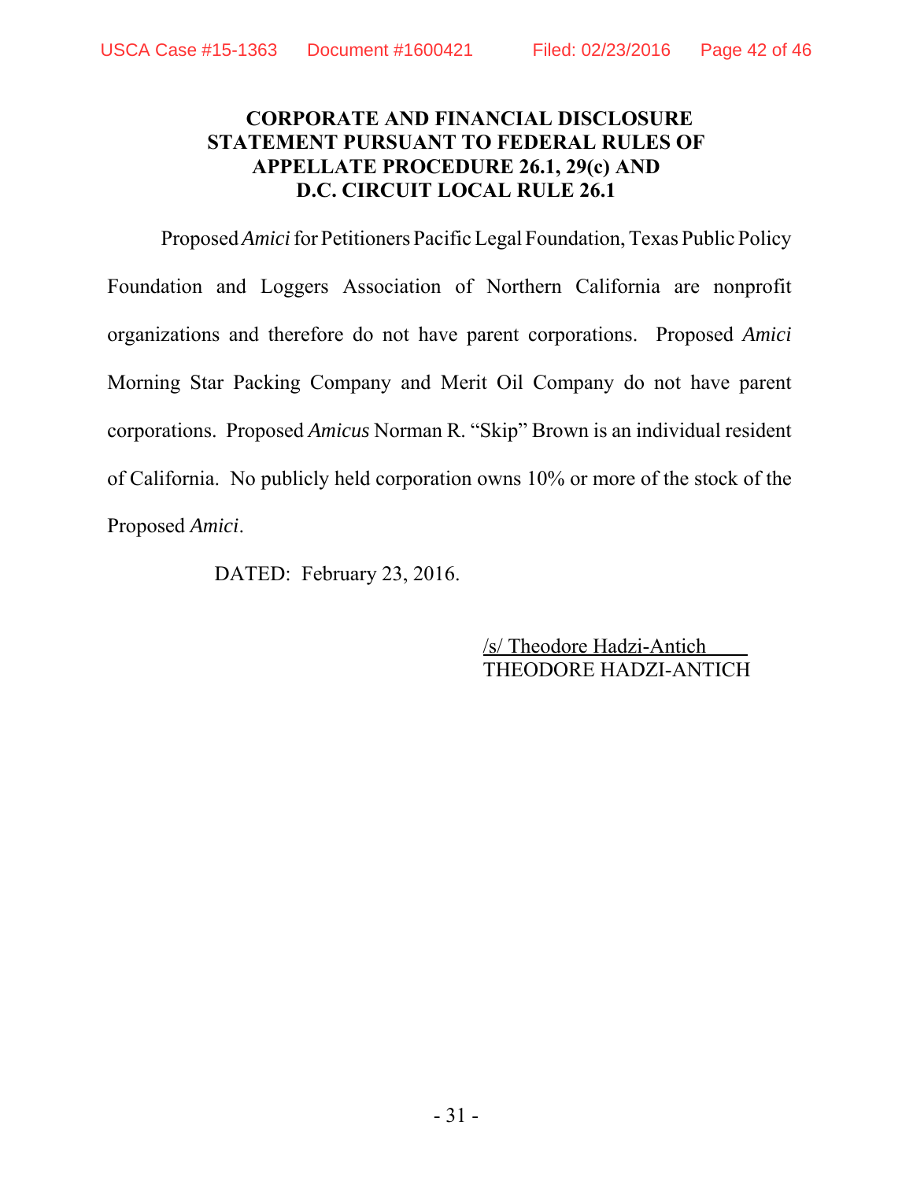# CORPORATE AND FINANCIAL DISCLOSURE STATEMENT PURSUANT TO FEDERAL RULES OF APPELLATE PROCEDURE 26.1, 29(c) AND D.C. CIRCUIT LOCAL RULE 26.1

Proposed *Amici* for Petitioners Pacific Legal Foundation, Texas Public Policy Foundation and Loggers Association of Northern California are nonprofit organizations and therefore do not have parent corporations. Proposed *Amici* Morning Star Packing Company and Merit Oil Company do not have parent corporations. Proposed *Amicus* Norman R. "Skip" Brown is an individual resident of California. No publicly held corporation owns 10% or more of the stock of the Proposed *Amici*.

DATED: February 23, 2016.

/s/ Theodore Hadzi-Antich
THEODORE HADZI-ANTICH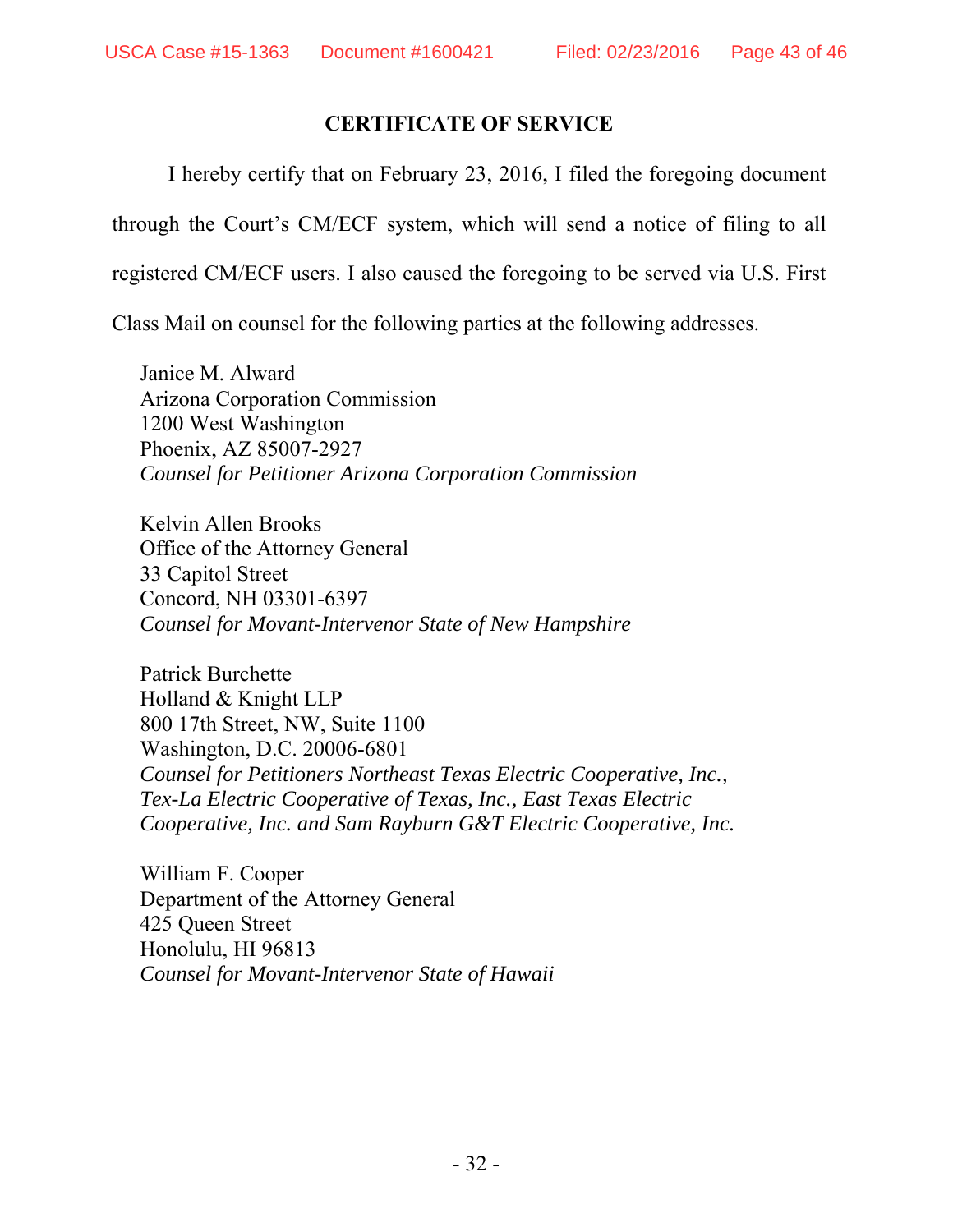## CERTIFICATE OF SERVICE

I hereby certify that on February 23, 2016, I filed the foregoing document through the Court's CM/ECF system, which will send a notice of filing to all registered CM/ECF users. I also caused the foregoing to be served via U.S. First Class Mail on counsel for the following parties at the following addresses.

Janice M. Alward
Arizona Corporation Commission
1200 West Washington
Phoenix, AZ 85007-2927
*Counsel for Petitioner Arizona Corporation Commission*

Kelvin Allen Brooks
Office of the Attorney General
33 Capitol Street
Concord, NH 03301-6397
*Counsel for Movant-Intervenor State of New Hampshire*

Patrick Burchette
Holland & Knight LLP
800 17th Street, NW, Suite 1100
Washington, D.C. 20006-6801
*Counsel for Petitioners Northeast Texas Electric Cooperative, Inc., Tex-La Electric Cooperative of Texas, Inc., East Texas Electric Cooperative, Inc. and Sam Rayburn G&T Electric Cooperative, Inc.*

William F. Cooper
Department of the Attorney General
425 Queen Street
Honolulu, HI 96813
*Counsel for Movant-Intervenor State of Hawaii*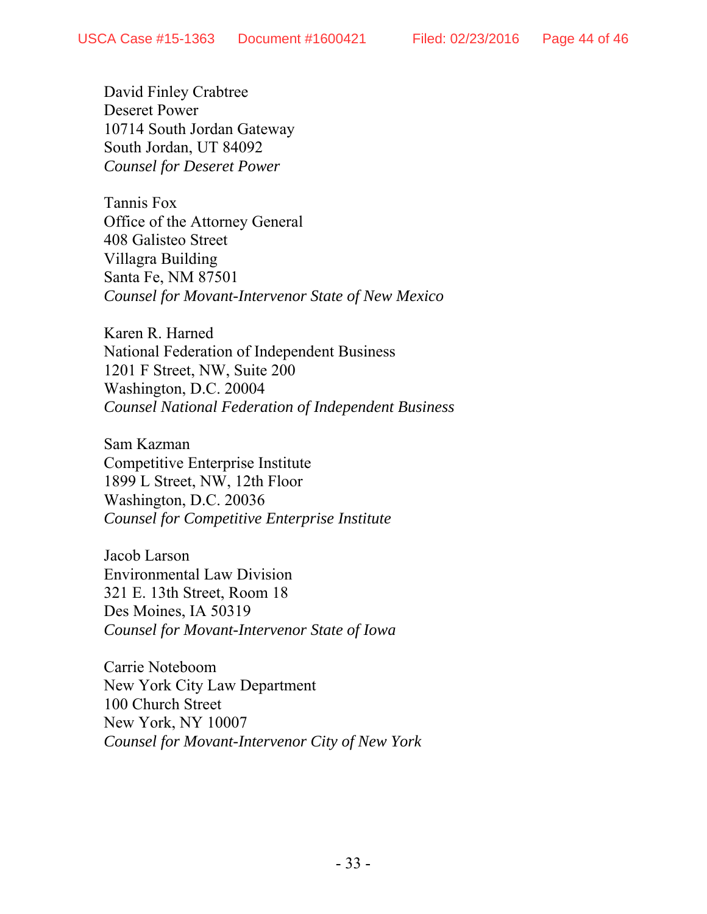David Finley Crabtree
Deseret Power
10714 South Jordan Gateway
South Jordan, UT 84092
*Counsel for Deseret Power*

Tannis Fox
Office of the Attorney General
408 Galisteo Street
Villagra Building
Santa Fe, NM 87501
*Counsel for Movant-Intervenor State of New Mexico*

Karen R. Harned
National Federation of Independent Business
1201 F Street, NW, Suite 200
Washington, D.C. 20004
*Counsel National Federation of Independent Business*

Sam Kazman
Competitive Enterprise Institute
1899 L Street, NW, 12th Floor
Washington, D.C. 20036
*Counsel for Competitive Enterprise Institute*

Jacob Larson
Environmental Law Division
321 E. 13th Street, Room 18
Des Moines, IA 50319
*Counsel for Movant-Intervenor State of Iowa*

Carrie Noteboom
New York City Law Department
100 Church Street
New York, NY 10007
*Counsel for Movant-Intervenor City of New York*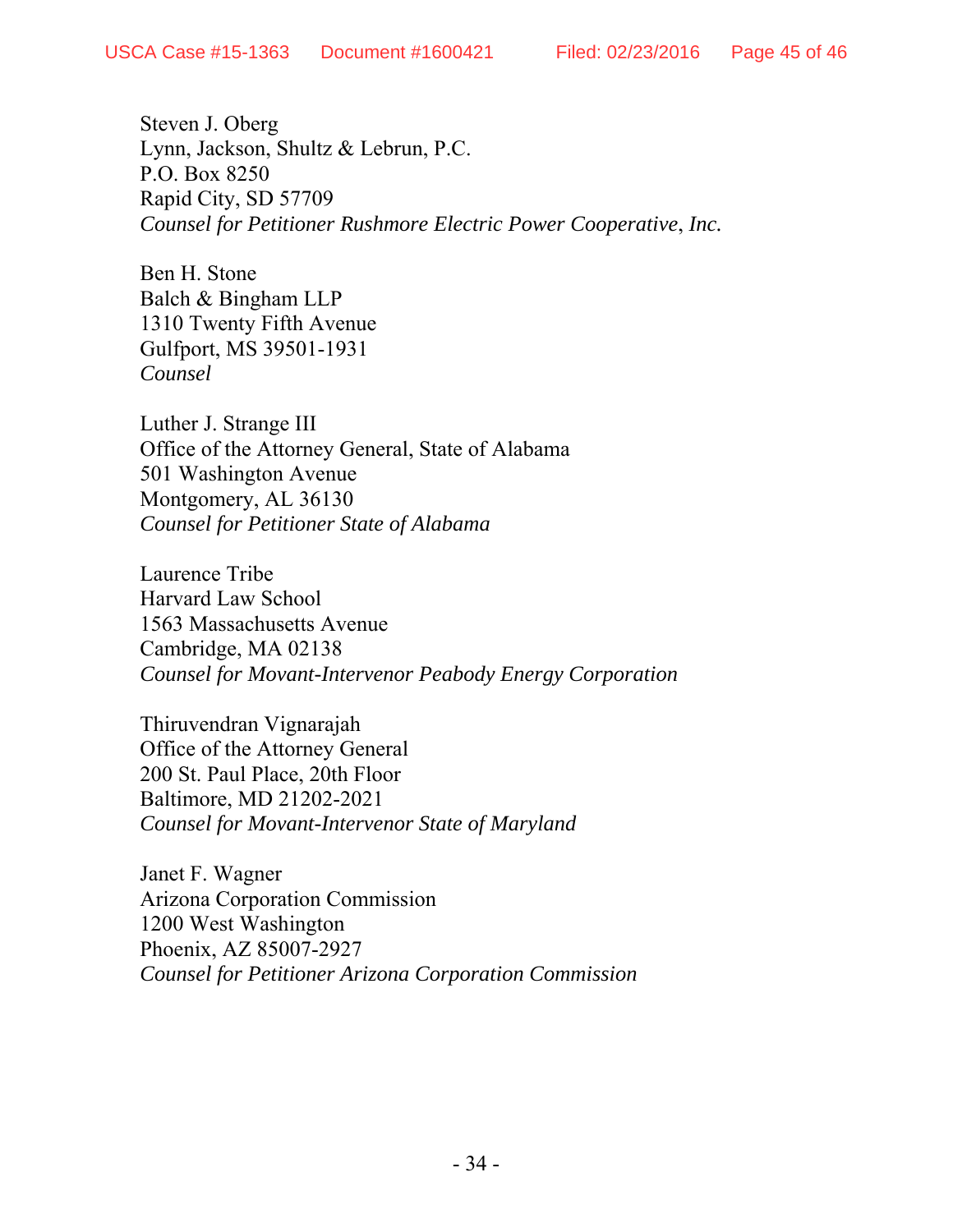Steven J. Oberg
Lynn, Jackson, Shultz & Lebrun, P.C.
P.O. Box 8250
Rapid City, SD 57709
*Counsel for Petitioner Rushmore Electric Power Cooperative, Inc.*

Ben H. Stone
Balch & Bingham LLP
1310 Twenty Fifth Avenue
Gulfport, MS 39501-1931
*Counsel*

Luther J. Strange III
Office of the Attorney General, State of Alabama
501 Washington Avenue
Montgomery, AL 36130
*Counsel for Petitioner State of Alabama*

Laurence Tribe
Harvard Law School
1563 Massachusetts Avenue
Cambridge, MA 02138
*Counsel for Movant-Intervenor Peabody Energy Corporation*

Thiruvendran Vignarajah
Office of the Attorney General
200 St. Paul Place, 20th Floor
Baltimore, MD 21202-2021
*Counsel for Movant-Intervenor State of Maryland*

Janet F. Wagner
Arizona Corporation Commission
1200 West Washington
Phoenix, AZ 85007-2927
*Counsel for Petitioner Arizona Corporation Commission*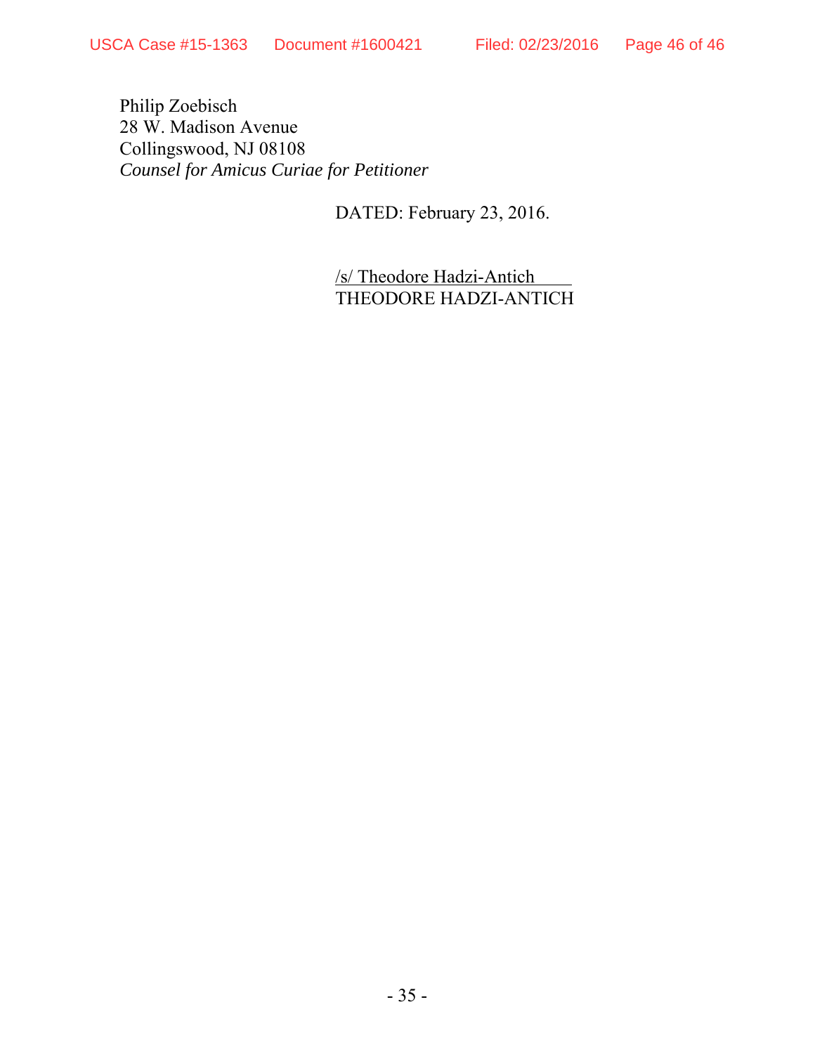Philip Zoebisch
28 W. Madison Avenue
Collingswood, NJ 08108
*Counsel for Amicus Curiae for Petitioner*

DATED: February 23, 2016.

/s/ Theodore Hadzi-Antich
THEODORE HADZI-ANTICH